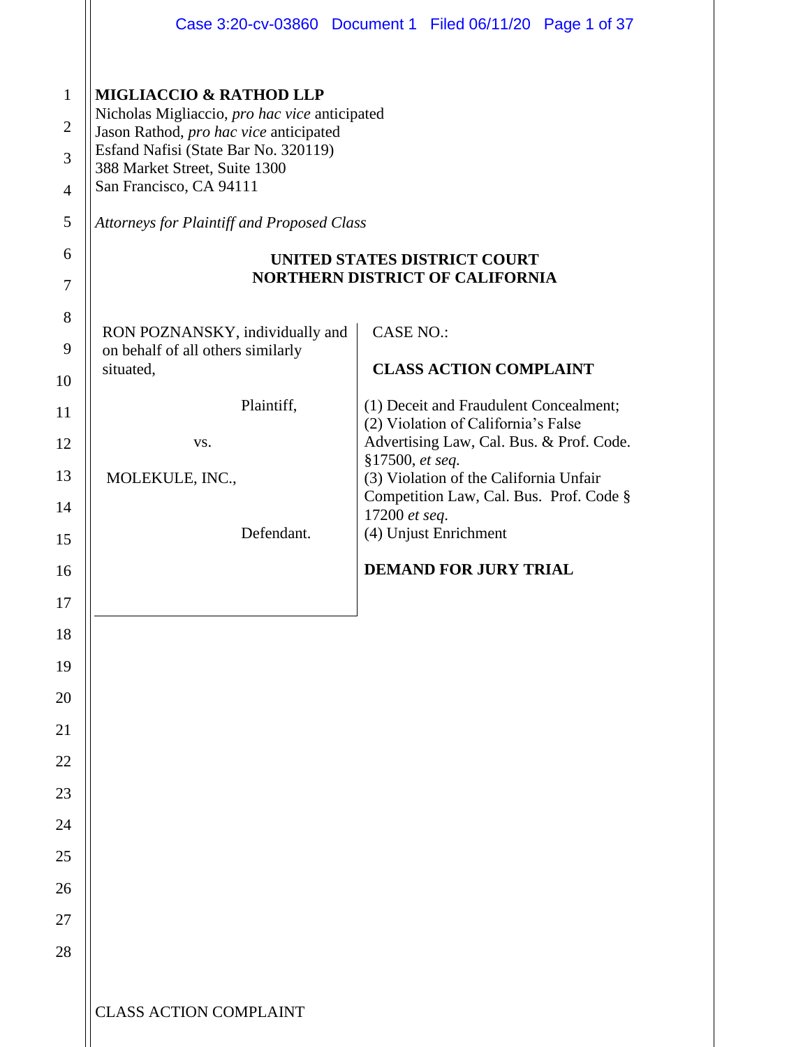**MIGLIACCIO & RATHOD LLP**
Nicholas Migliaccio, *pro hac vice* anticipated
Jason Rathod, *pro hac vice* anticipated
Esfand Nafisi (State Bar No. 320119)
388 Market Street, Suite 1300
San Francisco, CA 94111

*Attorneys for Plaintiff and Proposed Class*

**UNITED STATES DISTRICT COURT**
**NORTHERN DISTRICT OF CALIFORNIA**

| | |
|---|---|
| RON POZNANSKY, individually and on behalf of all others similarly situated,<br><br>Plaintiff,<br><br>vs.<br><br>MOLEKULE, INC.,<br><br>Defendant. | CASE NO.:<br><br>**CLASS ACTION COMPLAINT**<br><br>(1) Deceit and Fraudulent Concealment;<br>(2) Violation of California's False Advertising Law, Cal. Bus. & Prof. Code. §17500, *et seq.*<br>(3) Violation of the California Unfair Competition Law, Cal. Bus. Prof. Code § 17200 *et seq.*<br>(4) Unjust Enrichment<br><br>**DEMAND FOR JURY TRIAL** |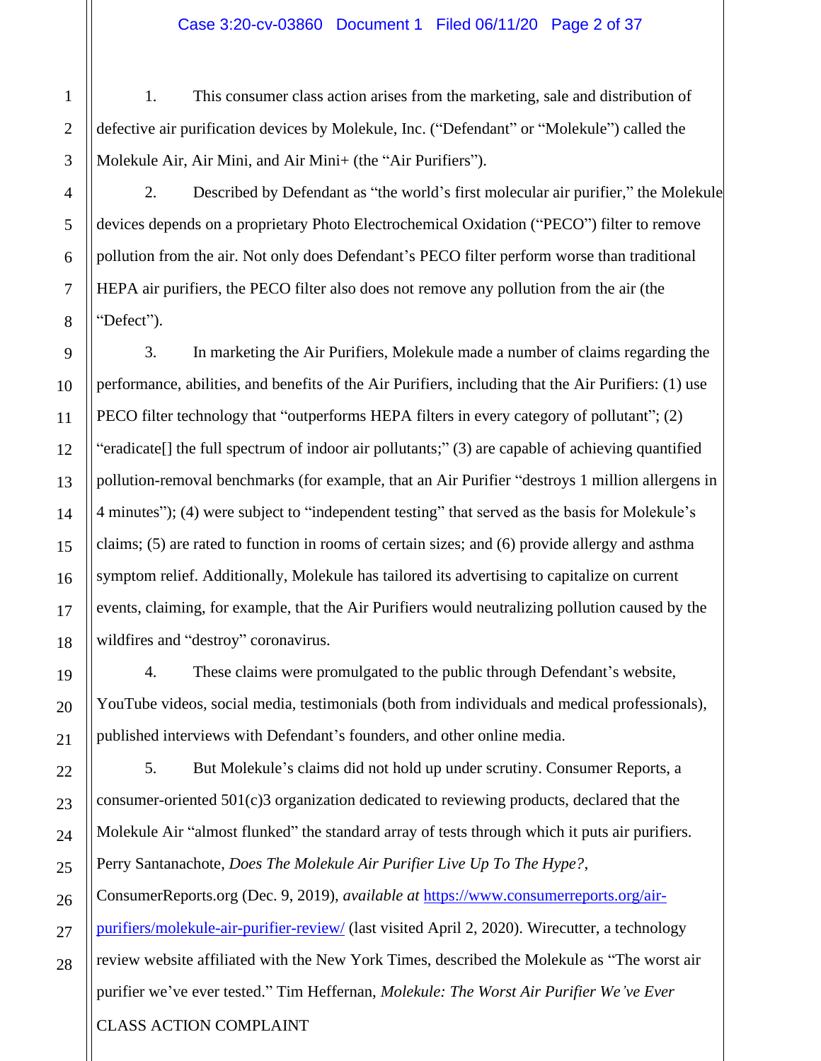1. This consumer class action arises from the marketing, sale and distribution of defective air purification devices by Molekule, Inc. ("Defendant" or "Molekule") called the Molekule Air, Air Mini, and Air Mini+ (the "Air Purifiers").

2. Described by Defendant as "the world's first molecular air purifier," the Molekule devices depends on a proprietary Photo Electrochemical Oxidation ("PECO") filter to remove pollution from the air. Not only does Defendant's PECO filter perform worse than traditional HEPA air purifiers, the PECO filter also does not remove any pollution from the air (the "Defect").

3. In marketing the Air Purifiers, Molekule made a number of claims regarding the performance, abilities, and benefits of the Air Purifiers, including that the Air Purifiers: (1) use PECO filter technology that "outperforms HEPA filters in every category of pollutant"; (2) "eradicate[] the full spectrum of indoor air pollutants;" (3) are capable of achieving quantified pollution-removal benchmarks (for example, that an Air Purifier "destroys 1 million allergens in 4 minutes"); (4) were subject to "independent testing" that served as the basis for Molekule's claims; (5) are rated to function in rooms of certain sizes; and (6) provide allergy and asthma symptom relief. Additionally, Molekule has tailored its advertising to capitalize on current events, claiming, for example, that the Air Purifiers would neutralizing pollution caused by the wildfires and "destroy" coronavirus.

4. These claims were promulgated to the public through Defendant's website, YouTube videos, social media, testimonials (both from individuals and medical professionals), published interviews with Defendant's founders, and other online media.

5. But Molekule's claims did not hold up under scrutiny. Consumer Reports, a consumer-oriented 501(c)3 organization dedicated to reviewing products, declared that the Molekule Air "almost flunked" the standard array of tests through which it puts air purifiers. Perry Santanachote, *Does The Molekule Air Purifier Live Up To The Hype?*, ConsumerReports.org (Dec. 9, 2019), *available at* https://www.consumerreports.org/air-purifiers/molekule-air-purifier-review/ (last visited April 2, 2020). Wirecutter, a technology review website affiliated with the New York Times, described the Molekule as "The worst air purifier we've ever tested." Tim Heffernan, *Molekule: The Worst Air Purifier We've Ever*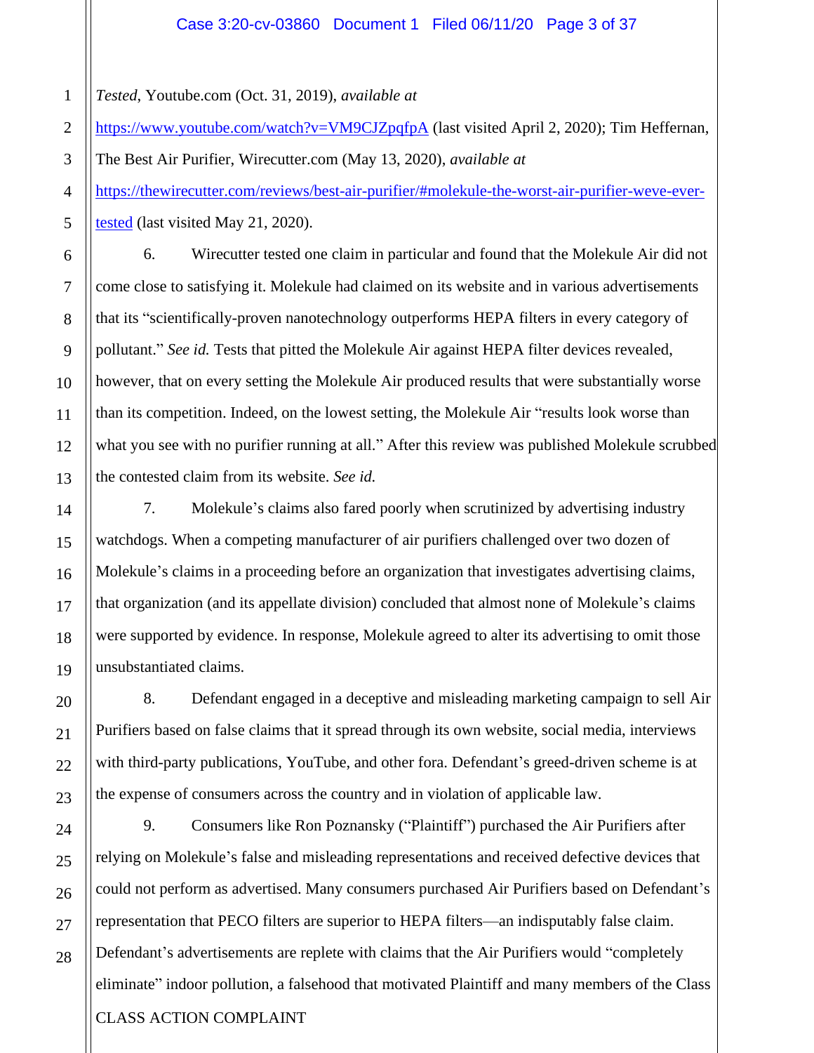*Tested*, Youtube.com (Oct. 31, 2019), *available at* https://www.youtube.com/watch?v=VM9CJZpqfpA (last visited April 2, 2020); Tim Heffernan, The Best Air Purifier, Wirecutter.com (May 13, 2020), *available at* https://thewirecutter.com/reviews/best-air-purifier/#molekule-the-worst-air-purifier-weve-ever-tested (last visited May 21, 2020).

6. Wirecutter tested one claim in particular and found that the Molekule Air did not come close to satisfying it. Molekule had claimed on its website and in various advertisements that its "scientifically-proven nanotechnology outperforms HEPA filters in every category of pollutant." *See id.* Tests that pitted the Molekule Air against HEPA filter devices revealed, however, that on every setting the Molekule Air produced results that were substantially worse than its competition. Indeed, on the lowest setting, the Molekule Air "results look worse than what you see with no purifier running at all." After this review was published Molekule scrubbed the contested claim from its website. *See id.*

7. Molekule's claims also fared poorly when scrutinized by advertising industry watchdogs. When a competing manufacturer of air purifiers challenged over two dozen of Molekule's claims in a proceeding before an organization that investigates advertising claims, that organization (and its appellate division) concluded that almost none of Molekule's claims were supported by evidence. In response, Molekule agreed to alter its advertising to omit those unsubstantiated claims.

8. Defendant engaged in a deceptive and misleading marketing campaign to sell Air Purifiers based on false claims that it spread through its own website, social media, interviews with third-party publications, YouTube, and other fora. Defendant's greed-driven scheme is at the expense of consumers across the country and in violation of applicable law.

9. Consumers like Ron Poznansky ("Plaintiff") purchased the Air Purifiers after relying on Molekule's false and misleading representations and received defective devices that could not perform as advertised. Many consumers purchased Air Purifiers based on Defendant's representation that PECO filters are superior to HEPA filters—an indisputably false claim. Defendant's advertisements are replete with claims that the Air Purifiers would "completely eliminate" indoor pollution, a falsehood that motivated Plaintiff and many members of the Class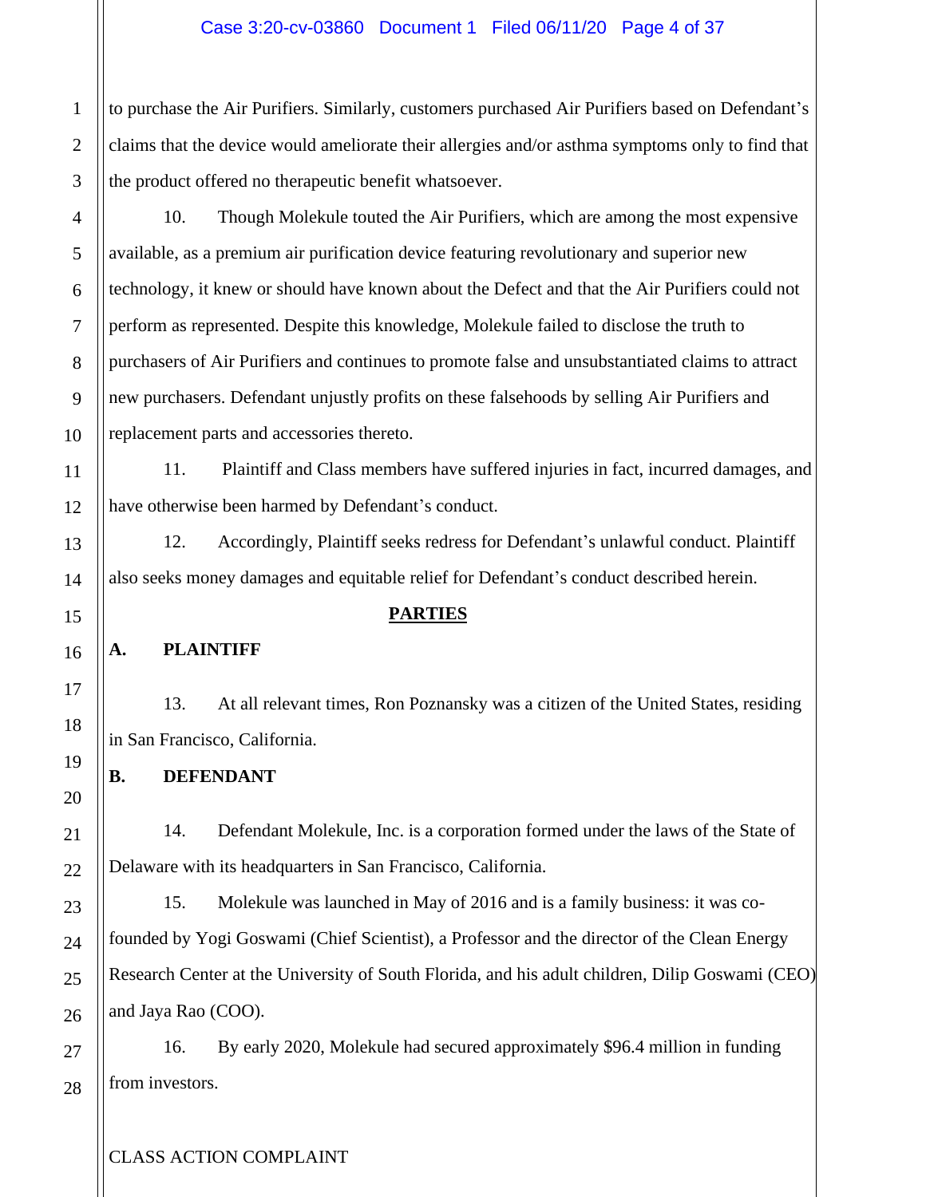to purchase the Air Purifiers. Similarly, customers purchased Air Purifiers based on Defendant's claims that the device would ameliorate their allergies and/or asthma symptoms only to find that the product offered no therapeutic benefit whatsoever.

10. Though Molekule touted the Air Purifiers, which are among the most expensive available, as a premium air purification device featuring revolutionary and superior new technology, it knew or should have known about the Defect and that the Air Purifiers could not perform as represented. Despite this knowledge, Molekule failed to disclose the truth to purchasers of Air Purifiers and continues to promote false and unsubstantiated claims to attract new purchasers. Defendant unjustly profits on these falsehoods by selling Air Purifiers and replacement parts and accessories thereto.

11. Plaintiff and Class members have suffered injuries in fact, incurred damages, and have otherwise been harmed by Defendant's conduct.

12. Accordingly, Plaintiff seeks redress for Defendant's unlawful conduct. Plaintiff also seeks money damages and equitable relief for Defendant's conduct described herein.

## PARTIES

### A. PLAINTIFF

13. At all relevant times, Ron Poznansky was a citizen of the United States, residing in San Francisco, California.

### B. DEFENDANT

14. Defendant Molekule, Inc. is a corporation formed under the laws of the State of Delaware with its headquarters in San Francisco, California.

15. Molekule was launched in May of 2016 and is a family business: it was co-founded by Yogi Goswami (Chief Scientist), a Professor and the director of the Clean Energy Research Center at the University of South Florida, and his adult children, Dilip Goswami (CEO) and Jaya Rao (COO).

16. By early 2020, Molekule had secured approximately $96.4 million in funding from investors.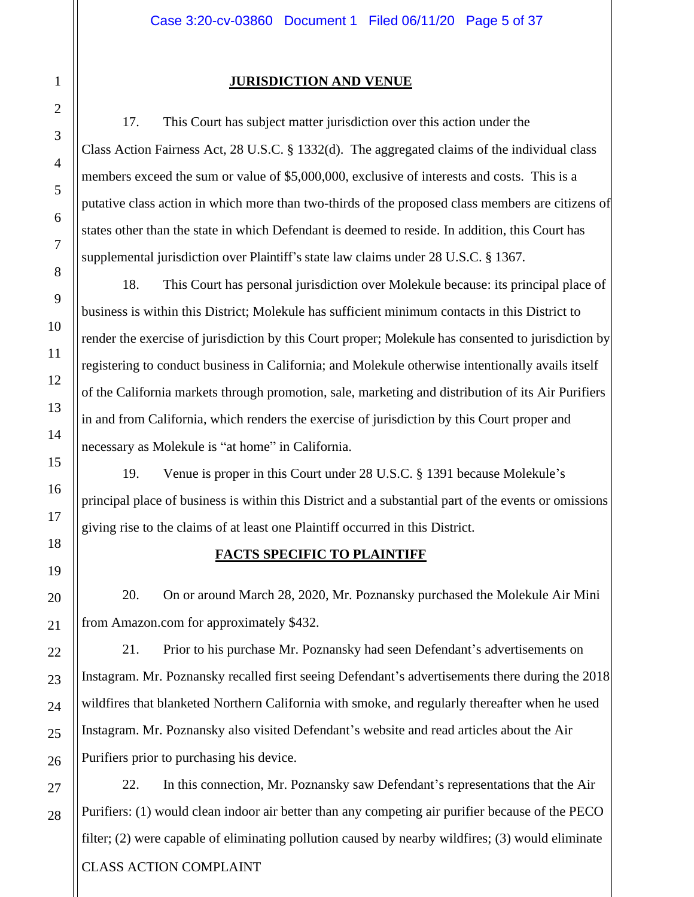## JURISDICTION AND VENUE

17. This Court has subject matter jurisdiction over this action under the Class Action Fairness Act, 28 U.S.C. § 1332(d). The aggregated claims of the individual class members exceed the sum or value of $5,000,000, exclusive of interests and costs. This is a putative class action in which more than two-thirds of the proposed class members are citizens of states other than the state in which Defendant is deemed to reside. In addition, this Court has supplemental jurisdiction over Plaintiff's state law claims under 28 U.S.C. § 1367.

18. This Court has personal jurisdiction over Molekule because: its principal place of business is within this District; Molekule has sufficient minimum contacts in this District to render the exercise of jurisdiction by this Court proper; Molekule has consented to jurisdiction by registering to conduct business in California; and Molekule otherwise intentionally avails itself of the California markets through promotion, sale, marketing and distribution of its Air Purifiers in and from California, which renders the exercise of jurisdiction by this Court proper and necessary as Molekule is "at home" in California.

19. Venue is proper in this Court under 28 U.S.C. § 1391 because Molekule's principal place of business is within this District and a substantial part of the events or omissions giving rise to the claims of at least one Plaintiff occurred in this District.

## FACTS SPECIFIC TO PLAINTIFF

20. On or around March 28, 2020, Mr. Poznansky purchased the Molekule Air Mini from Amazon.com for approximately $432.

21. Prior to his purchase Mr. Poznansky had seen Defendant's advertisements on Instagram. Mr. Poznansky recalled first seeing Defendant's advertisements there during the 2018 wildfires that blanketed Northern California with smoke, and regularly thereafter when he used Instagram. Mr. Poznansky also visited Defendant's website and read articles about the Air Purifiers prior to purchasing his device.

22. In this connection, Mr. Poznansky saw Defendant's representations that the Air Purifiers: (1) would clean indoor air better than any competing air purifier because of the PECO filter; (2) were capable of eliminating pollution caused by nearby wildfires; (3) would eliminate

CLASS ACTION COMPLAINT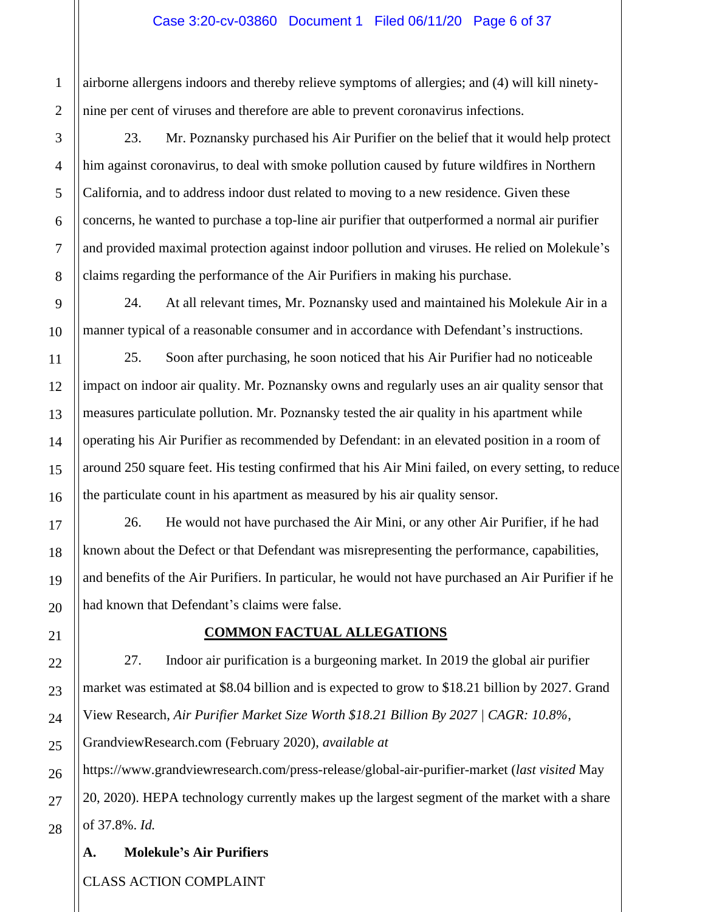airborne allergens indoors and thereby relieve symptoms of allergies; and (4) will kill ninety-nine per cent of viruses and therefore are able to prevent coronavirus infections.

23. Mr. Poznansky purchased his Air Purifier on the belief that it would help protect him against coronavirus, to deal with smoke pollution caused by future wildfires in Northern California, and to address indoor dust related to moving to a new residence. Given these concerns, he wanted to purchase a top-line air purifier that outperformed a normal air purifier and provided maximal protection against indoor pollution and viruses. He relied on Molekule's claims regarding the performance of the Air Purifiers in making his purchase.

24. At all relevant times, Mr. Poznansky used and maintained his Molekule Air in a manner typical of a reasonable consumer and in accordance with Defendant's instructions.

25. Soon after purchasing, he soon noticed that his Air Purifier had no noticeable impact on indoor air quality. Mr. Poznansky owns and regularly uses an air quality sensor that measures particulate pollution. Mr. Poznansky tested the air quality in his apartment while operating his Air Purifier as recommended by Defendant: in an elevated position in a room of around 250 square feet. His testing confirmed that his Air Mini failed, on every setting, to reduce the particulate count in his apartment as measured by his air quality sensor.

26. He would not have purchased the Air Mini, or any other Air Purifier, if he had known about the Defect or that Defendant was misrepresenting the performance, capabilities, and benefits of the Air Purifiers. In particular, he would not have purchased an Air Purifier if he had known that Defendant's claims were false.

## COMMON FACTUAL ALLEGATIONS

27. Indoor air purification is a burgeoning market. In 2019 the global air purifier market was estimated at $8.04 billion and is expected to grow to $18.21 billion by 2027. Grand View Research, *Air Purifier Market Size Worth $18.21 Billion By 2027 | CAGR: 10.8%*, GrandviewResearch.com (February 2020), *available at* https://www.grandviewresearch.com/press-release/global-air-purifier-market (*last visited* May 20, 2020). HEPA technology currently makes up the largest segment of the market with a share of 37.8%. *Id.*

### A. Molekule's Air Purifiers

CLASS ACTION COMPLAINT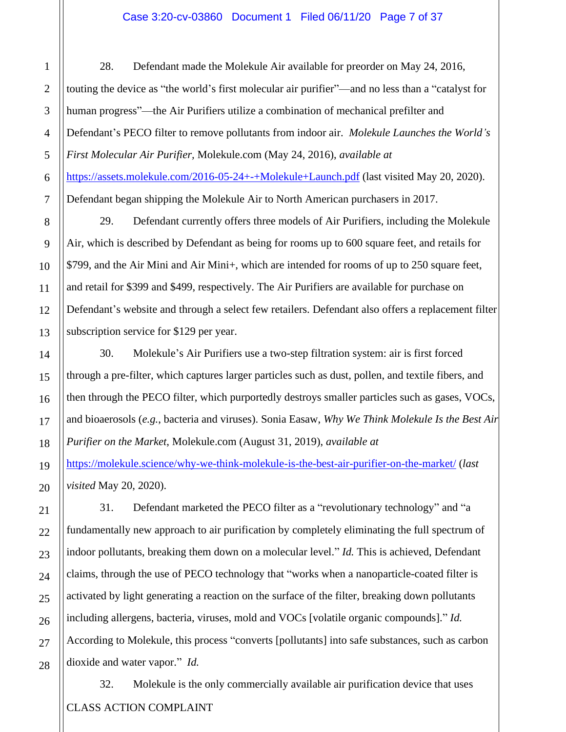28. Defendant made the Molekule Air available for preorder on May 24, 2016, touting the device as "the world's first molecular air purifier"—and no less than a "catalyst for human progress"—the Air Purifiers utilize a combination of mechanical prefilter and Defendant's PECO filter to remove pollutants from indoor air. *Molekule Launches the World's First Molecular Air Purifier*, Molekule.com (May 24, 2016), *available at* https://assets.molekule.com/2016-05-24+-+Molekule+Launch.pdf (last visited May 20, 2020). Defendant began shipping the Molekule Air to North American purchasers in 2017.

29. Defendant currently offers three models of Air Purifiers, including the Molekule Air, which is described by Defendant as being for rooms up to 600 square feet, and retails for $799, and the Air Mini and Air Mini+, which are intended for rooms of up to 250 square feet, and retail for $399 and $499, respectively. The Air Purifiers are available for purchase on Defendant's website and through a select few retailers. Defendant also offers a replacement filter subscription service for $129 per year.

30. Molekule's Air Purifiers use a two-step filtration system: air is first forced through a pre-filter, which captures larger particles such as dust, pollen, and textile fibers, and then through the PECO filter, which purportedly destroys smaller particles such as gases, VOCs, and bioaerosols (*e.g.*, bacteria and viruses). Sonia Easaw, *Why We Think Molekule Is the Best Air Purifier on the Market*, Molekule.com (August 31, 2019), *available at* https://molekule.science/why-we-think-molekule-is-the-best-air-purifier-on-the-market/ (*last visited* May 20, 2020).

31. Defendant marketed the PECO filter as a "revolutionary technology" and "a fundamentally new approach to air purification by completely eliminating the full spectrum of indoor pollutants, breaking them down on a molecular level." *Id.* This is achieved, Defendant claims, through the use of PECO technology that "works when a nanoparticle-coated filter is activated by light generating a reaction on the surface of the filter, breaking down pollutants including allergens, bacteria, viruses, mold and VOCs [volatile organic compounds]." *Id.* According to Molekule, this process "converts [pollutants] into safe substances, such as carbon dioxide and water vapor." *Id.*

32. Molekule is the only commercially available air purification device that uses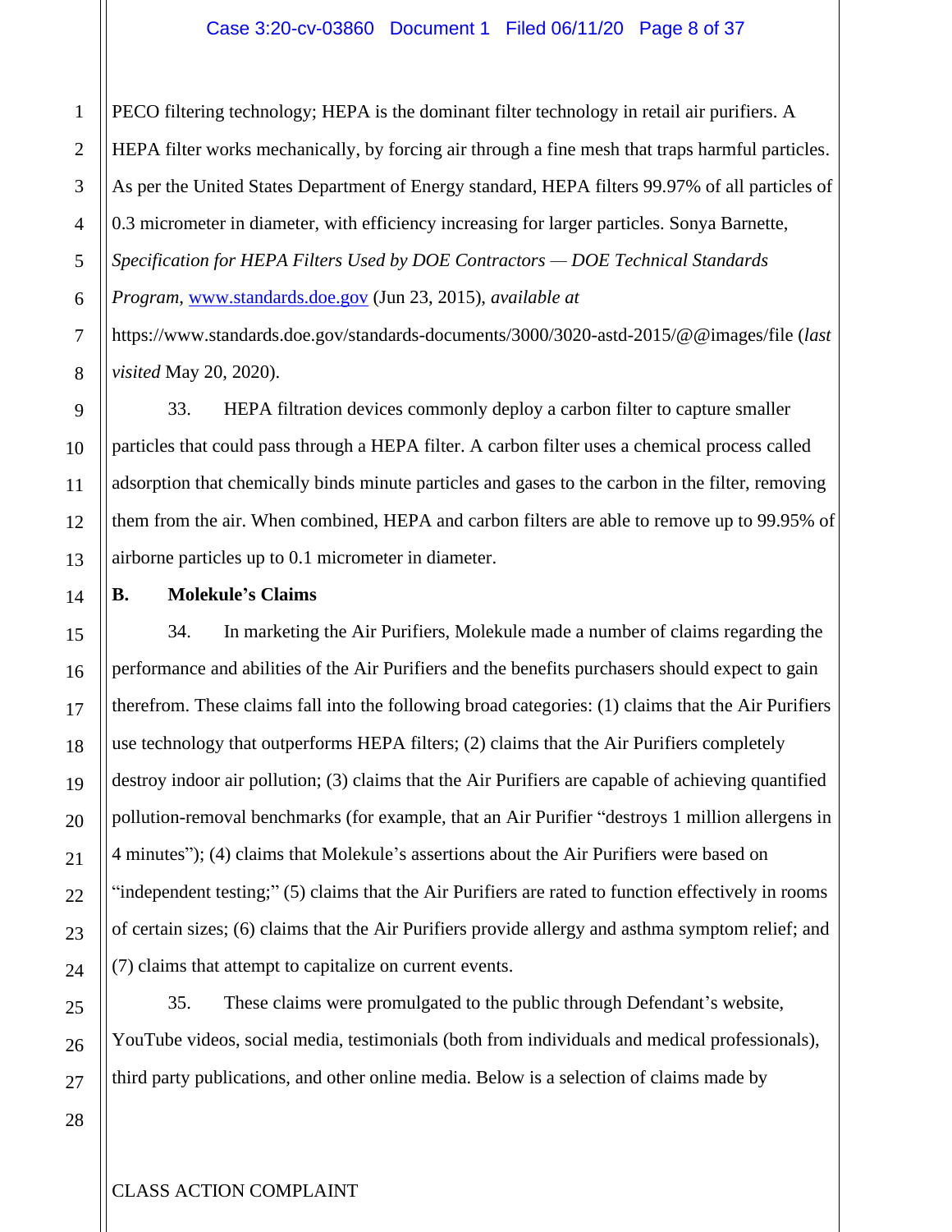PECO filtering technology; HEPA is the dominant filter technology in retail air purifiers. A HEPA filter works mechanically, by forcing air through a fine mesh that traps harmful particles. As per the United States Department of Energy standard, HEPA filters 99.97% of all particles of 0.3 micrometer in diameter, with efficiency increasing for larger particles. Sonya Barnette, *Specification for HEPA Filters Used by DOE Contractors — DOE Technical Standards Program*, www.standards.doe.gov (Jun 23, 2015), *available at* https://www.standards.doe.gov/standards-documents/3000/3020-astd-2015/@@images/file (*last visited* May 20, 2020).

33. HEPA filtration devices commonly deploy a carbon filter to capture smaller particles that could pass through a HEPA filter. A carbon filter uses a chemical process called adsorption that chemically binds minute particles and gases to the carbon in the filter, removing them from the air. When combined, HEPA and carbon filters are able to remove up to 99.95% of airborne particles up to 0.1 micrometer in diameter.

**B. Molekule's Claims**

34. In marketing the Air Purifiers, Molekule made a number of claims regarding the performance and abilities of the Air Purifiers and the benefits purchasers should expect to gain therefrom. These claims fall into the following broad categories: (1) claims that the Air Purifiers use technology that outperforms HEPA filters; (2) claims that the Air Purifiers completely destroy indoor air pollution; (3) claims that the Air Purifiers are capable of achieving quantified pollution-removal benchmarks (for example, that an Air Purifier "destroys 1 million allergens in 4 minutes"); (4) claims that Molekule's assertions about the Air Purifiers were based on "independent testing;" (5) claims that the Air Purifiers are rated to function effectively in rooms of certain sizes; (6) claims that the Air Purifiers provide allergy and asthma symptom relief; and (7) claims that attempt to capitalize on current events.

35. These claims were promulgated to the public through Defendant's website, YouTube videos, social media, testimonials (both from individuals and medical professionals), third party publications, and other online media. Below is a selection of claims made by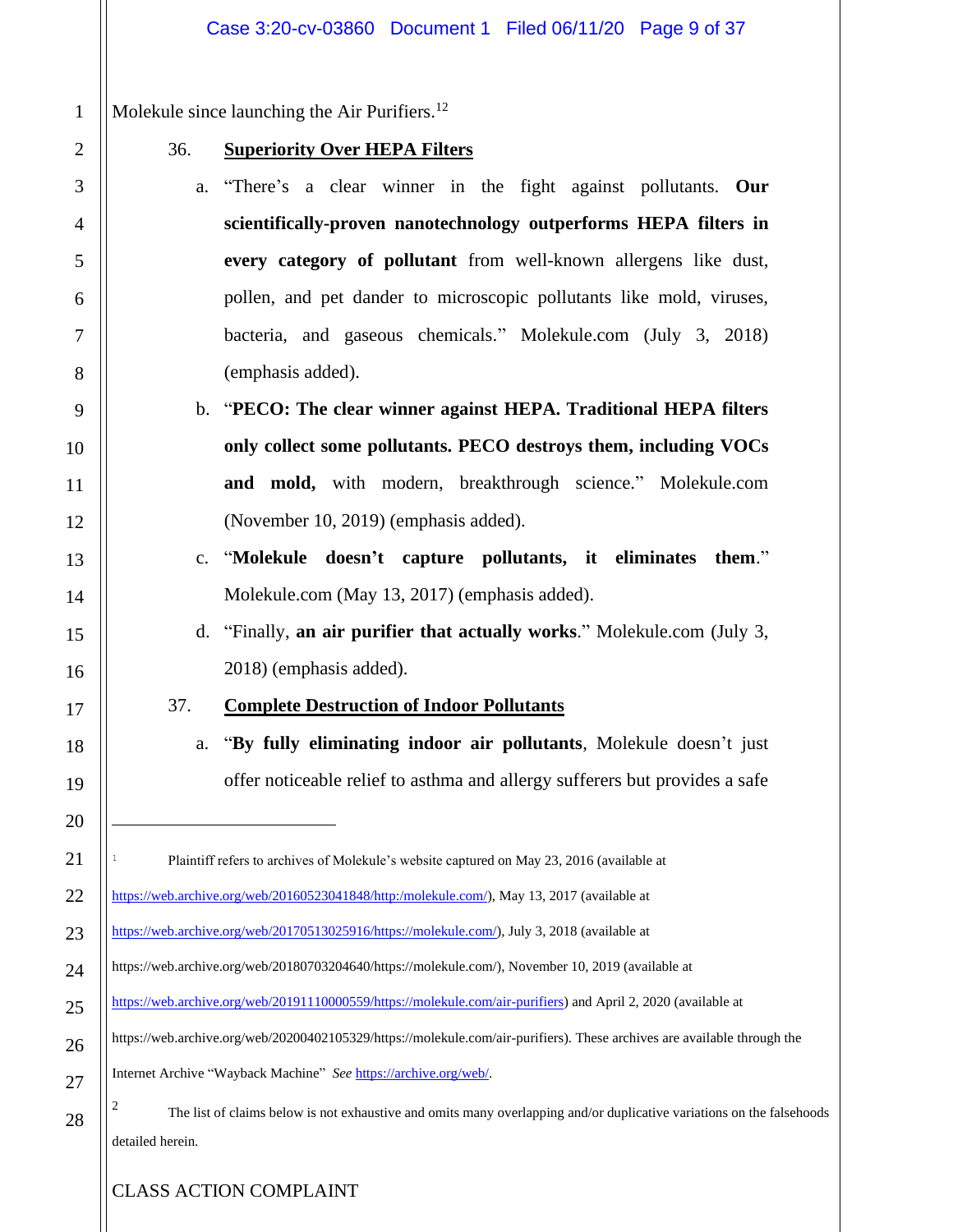Molekule since launching the Air Purifiers.[12]

36. **Superiority Over HEPA Filters**

a. "There's a clear winner in the fight against pollutants. **Our scientifically-proven nanotechnology outperforms HEPA filters in every category of pollutant** from well-known allergens like dust, pollen, and pet dander to microscopic pollutants like mold, viruses, bacteria, and gaseous chemicals." Molekule.com (July 3, 2018) (emphasis added).

b. "**PECO: The clear winner against HEPA. Traditional HEPA filters only collect some pollutants. PECO destroys them, including VOCs and mold,** with modern, breakthrough science." Molekule.com (November 10, 2019) (emphasis added).

c. "**Molekule doesn't capture pollutants, it eliminates them**." Molekule.com (May 13, 2017) (emphasis added).

d. "Finally, **an air purifier that actually works**." Molekule.com (July 3, 2018) (emphasis added).

37. **Complete Destruction of Indoor Pollutants**

a. "**By fully eliminating indoor air pollutants**, Molekule doesn't just offer noticeable relief to asthma and allergy sufferers but provides a safe

---

[1] Plaintiff refers to archives of Molekule's website captured on May 23, 2016 (available at https://web.archive.org/web/20160523041848/http:/molekule.com/), May 13, 2017 (available at https://web.archive.org/web/20170513025916/https://molekule.com/), July 3, 2018 (available at https://web.archive.org/web/20180703204640/https://molekule.com/), November 10, 2019 (available at https://web.archive.org/web/20191110000559/https://molekule.com/air-purifiers) and April 2, 2020 (available at https://web.archive.org/web/20200402105329/https://molekule.com/air-purifiers). These archives are available through the Internet Archive "Wayback Machine" *See* https://archive.org/web/.

[2] The list of claims below is not exhaustive and omits many overlapping and/or duplicative variations on the falsehoods detailed herein.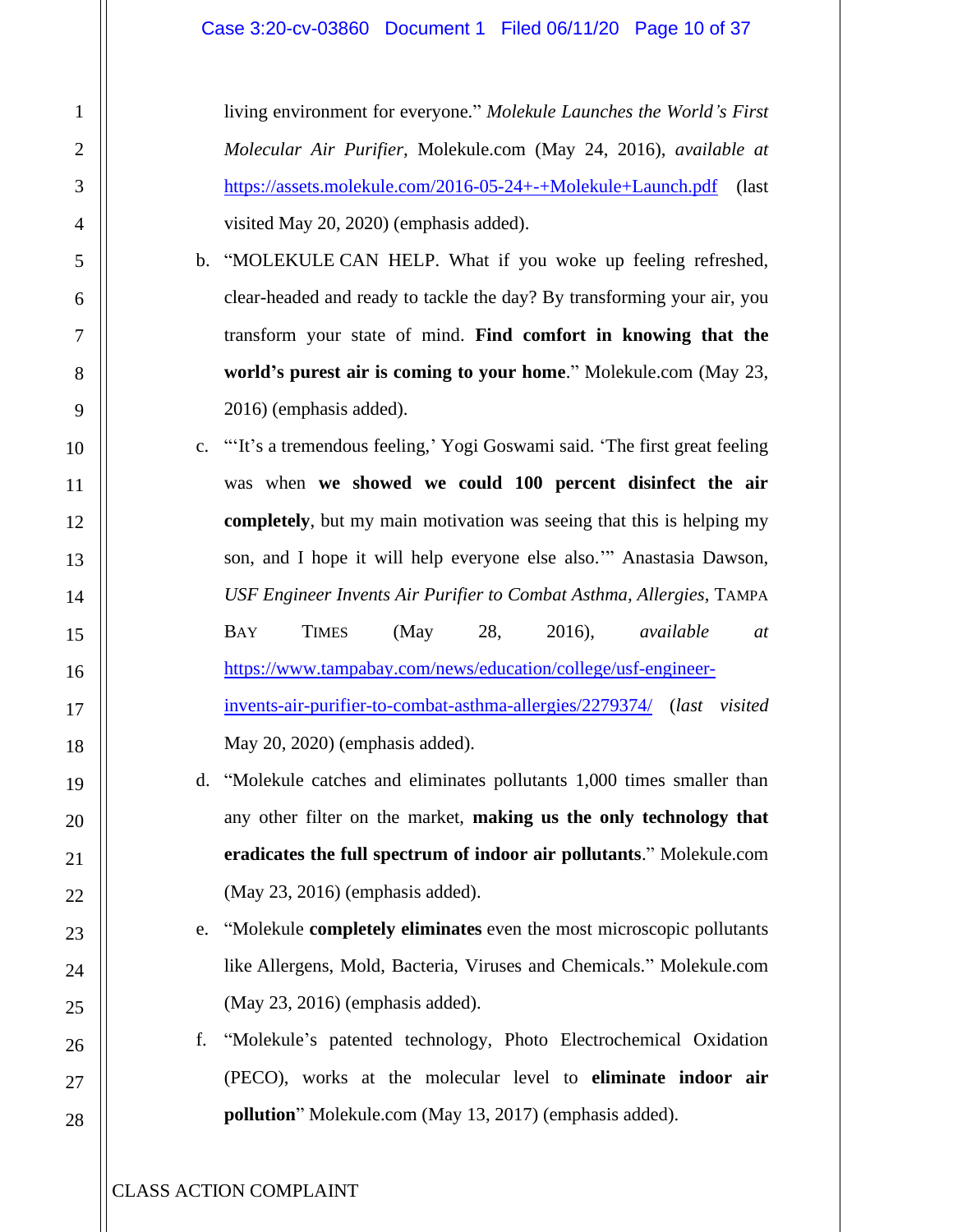living environment for everyone." *Molekule Launches the World's First Molecular Air Purifier,* Molekule.com (May 24, 2016), *available at* https://assets.molekule.com/2016-05-24+-+Molekule+Launch.pdf (last visited May 20, 2020) (emphasis added).

b. "MOLEKULE CAN HELP. What if you woke up feeling refreshed, clear-headed and ready to tackle the day? By transforming your air, you transform your state of mind. **Find comfort in knowing that the world's purest air is coming to your home**." Molekule.com (May 23, 2016) (emphasis added).

c. "'It's a tremendous feeling,' Yogi Goswami said. 'The first great feeling was when **we showed we could 100 percent disinfect the air completely**, but my main motivation was seeing that this is helping my son, and I hope it will help everyone else also.'" Anastasia Dawson, *USF Engineer Invents Air Purifier to Combat Asthma, Allergies*, TAMPA BAY TIMES (May 28, 2016), *available at* https://www.tampabay.com/news/education/college/usf-engineer-invents-air-purifier-to-combat-asthma-allergies/2279374/ (*last visited* May 20, 2020) (emphasis added).

d. "Molekule catches and eliminates pollutants 1,000 times smaller than any other filter on the market, **making us the only technology that eradicates the full spectrum of indoor air pollutants**." Molekule.com (May 23, 2016) (emphasis added).

e. "Molekule **completely eliminates** even the most microscopic pollutants like Allergens, Mold, Bacteria, Viruses and Chemicals." Molekule.com (May 23, 2016) (emphasis added).

f. "Molekule's patented technology, Photo Electrochemical Oxidation (PECO), works at the molecular level to **eliminate indoor air pollution**" Molekule.com (May 13, 2017) (emphasis added).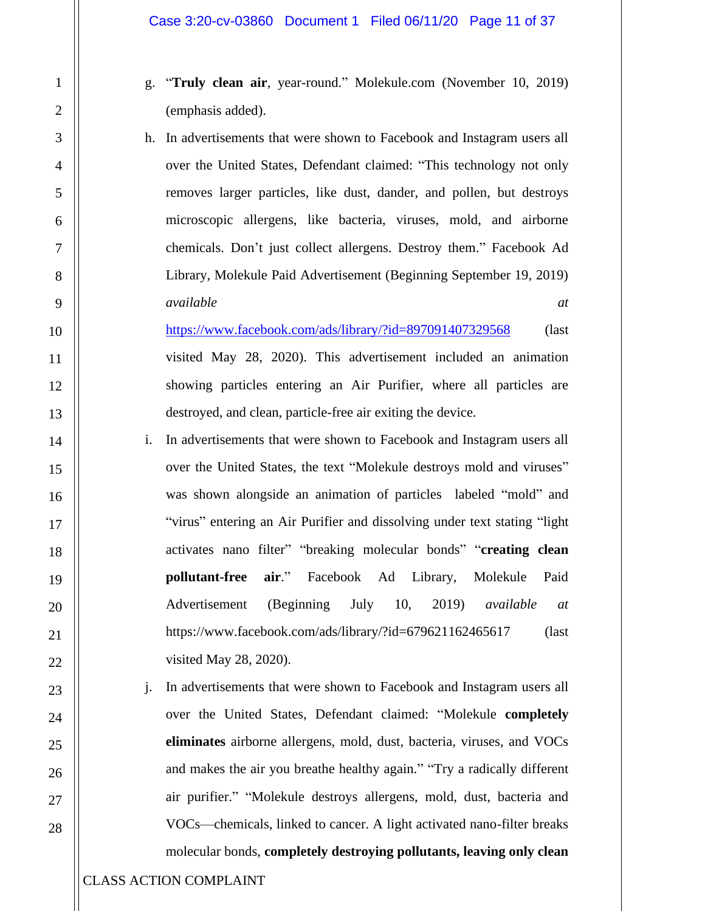g. "**Truly clean air**, year-round." Molekule.com (November 10, 2019) (emphasis added).

h. In advertisements that were shown to Facebook and Instagram users all over the United States, Defendant claimed: "This technology not only removes larger particles, like dust, dander, and pollen, but destroys microscopic allergens, like bacteria, viruses, mold, and airborne chemicals. Don't just collect allergens. Destroy them." Facebook Ad Library, Molekule Paid Advertisement (Beginning September 19, 2019) *available at* https://www.facebook.com/ads/library/?id=897091407329568 (last visited May 28, 2020). This advertisement included an animation showing particles entering an Air Purifier, where all particles are destroyed, and clean, particle-free air exiting the device.

i. In advertisements that were shown to Facebook and Instagram users all over the United States, the text "Molekule destroys mold and viruses" was shown alongside an animation of particles labeled "mold" and "virus" entering an Air Purifier and dissolving under text stating "light activates nano filter" "breaking molecular bonds" "**creating clean pollutant-free air**." Facebook Ad Library, Molekule Paid Advertisement (Beginning July 10, 2019) *available at* https://www.facebook.com/ads/library/?id=679621162465617 (last visited May 28, 2020).

j. In advertisements that were shown to Facebook and Instagram users all over the United States, Defendant claimed: "Molekule **completely eliminates** airborne allergens, mold, dust, bacteria, viruses, and VOCs and makes the air you breathe healthy again." "Try a radically different air purifier." "Molekule destroys allergens, mold, dust, bacteria and VOCs—chemicals, linked to cancer. A light activated nano-filter breaks molecular bonds, **completely destroying pollutants, leaving only clean**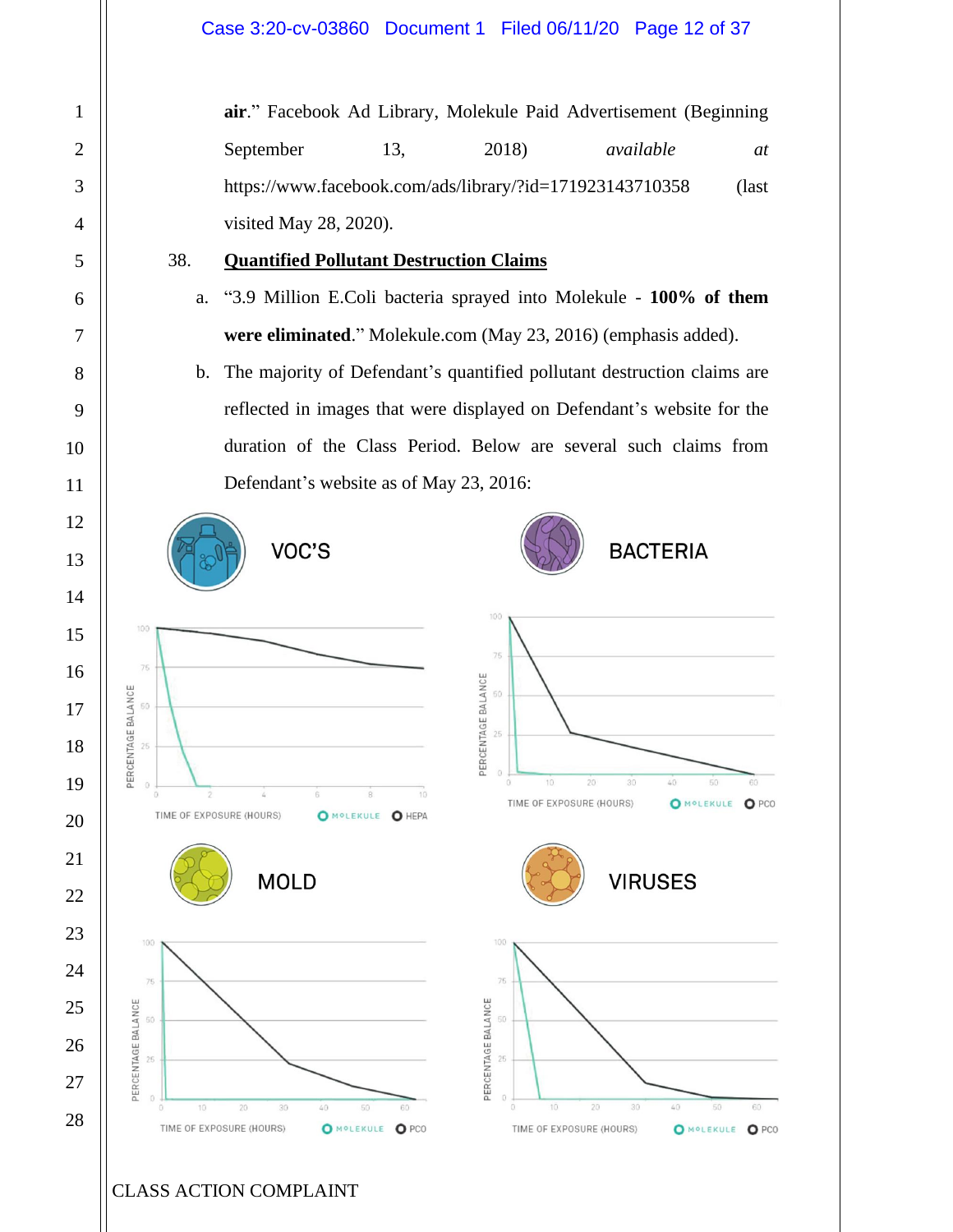**air**." Facebook Ad Library, Molekule Paid Advertisement (Beginning September 13, 2018) *available at* https://www.facebook.com/ads/library/?id=171923143710358 (last visited May 28, 2020).

38. **Quantified Pollutant Destruction Claims**

a. "3.9 Million E.Coli bacteria sprayed into Molekule - **100% of them were eliminated**." Molekule.com (May 23, 2016) (emphasis added).

b. The majority of Defendant's quantified pollutant destruction claims are reflected in images that were displayed on Defendant's website for the duration of the Class Period. Below are several such claims from Defendant's website as of May 23, 2016:

VOC'S

BACTERIA

MOLD

VIRUSES

CLASS ACTION COMPLAINT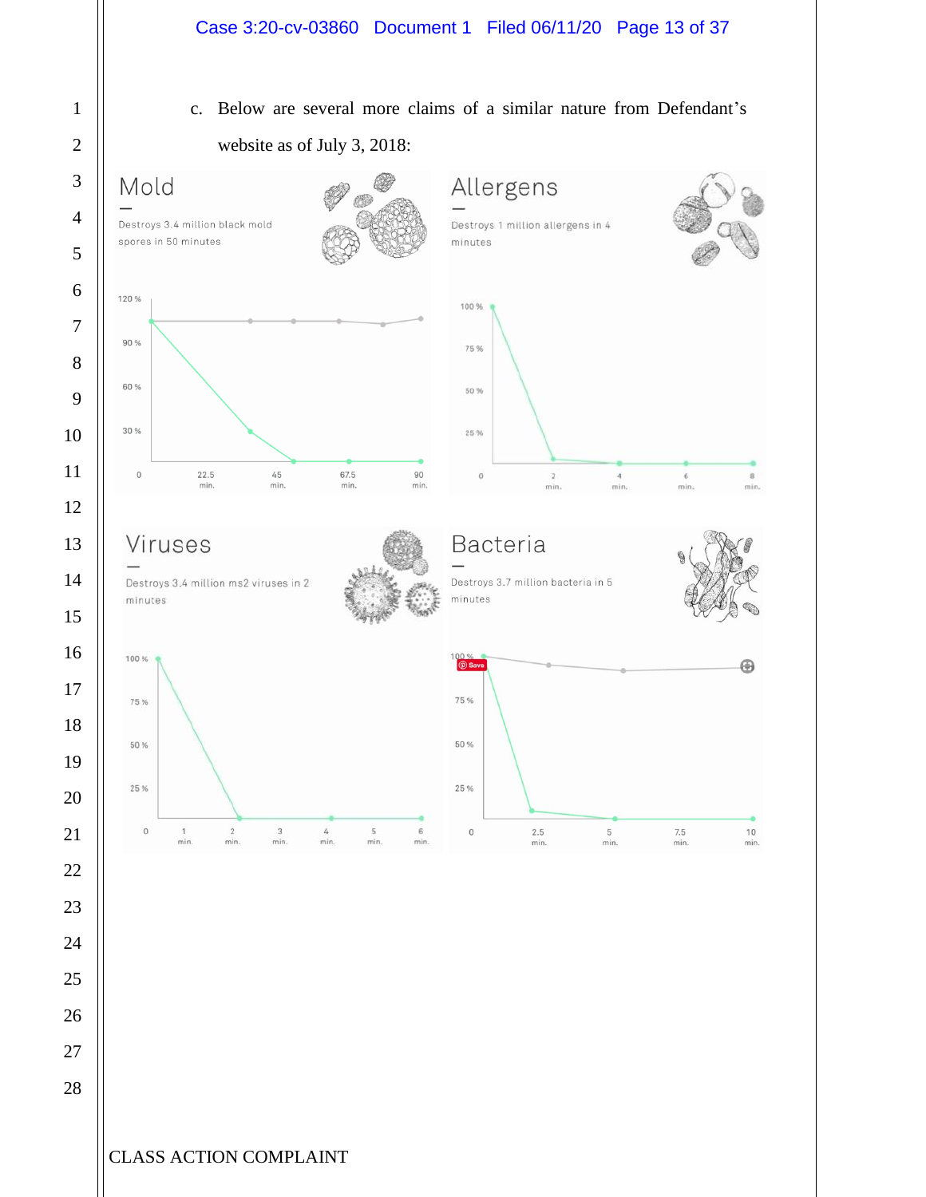c. Below are several more claims of a similar nature from Defendant's website as of July 3, 2018:

Mold

Destroys 3.4 million black mold spores in 50 minutes

Allergens

Destroys 1 million allergens in 4 minutes

Viruses

Destroys 3.4 million ms2 viruses in 2 minutes

Bacteria

Destroys 3.7 million bacteria in 5 minutes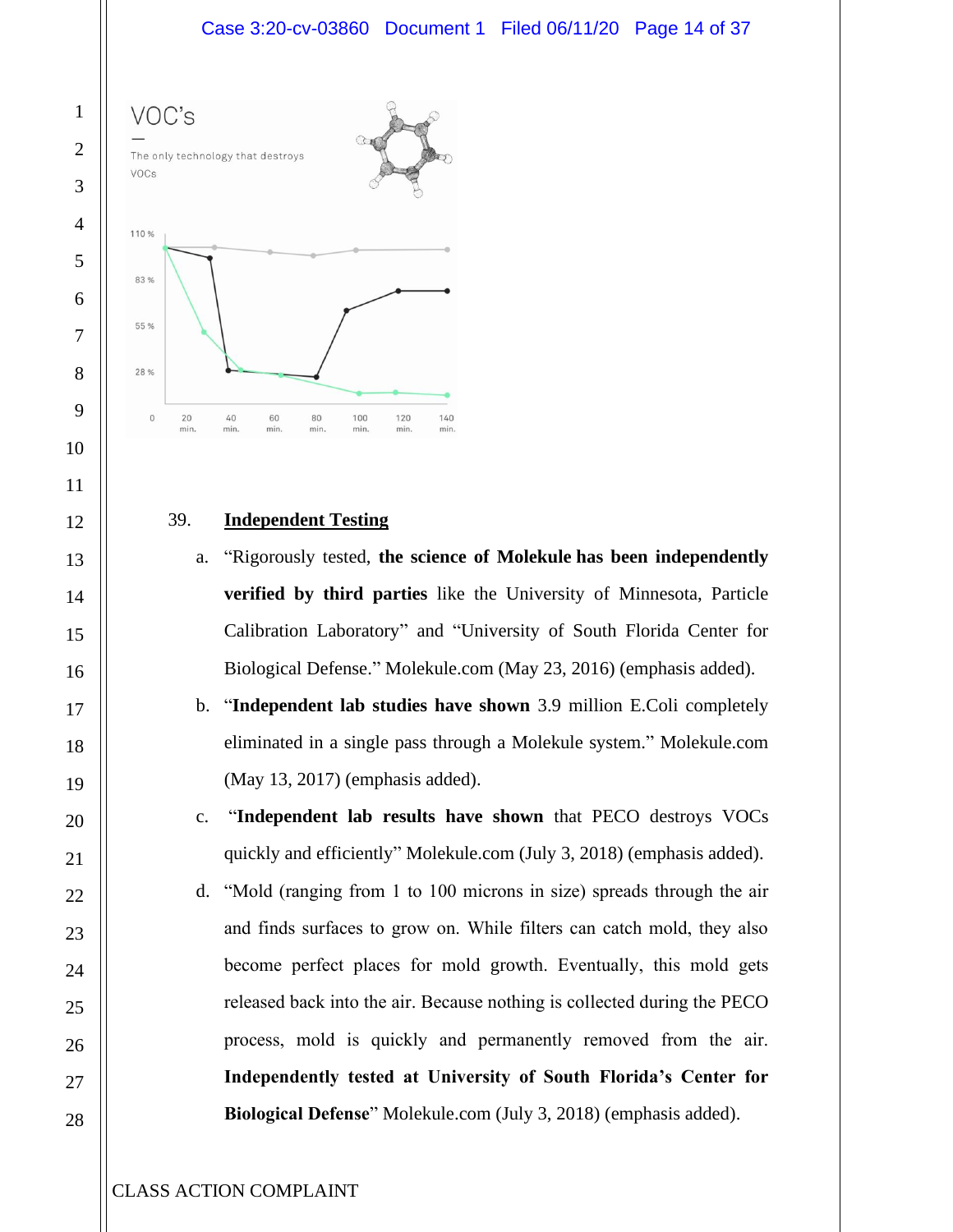VOC's

—

The only technology that destroys VOCs

39. **Independent Testing**

a. "Rigorously tested, **the science of Molekule has been independently verified by third parties** like the University of Minnesota, Particle Calibration Laboratory" and "University of South Florida Center for Biological Defense." Molekule.com (May 23, 2016) (emphasis added).

b. "**Independent lab studies have shown** 3.9 million E.Coli completely eliminated in a single pass through a Molekule system." Molekule.com (May 13, 2017) (emphasis added).

c. "**Independent lab results have shown** that PECO destroys VOCs quickly and efficiently" Molekule.com (July 3, 2018) (emphasis added).

d. "Mold (ranging from 1 to 100 microns in size) spreads through the air and finds surfaces to grow on. While filters can catch mold, they also become perfect places for mold growth. Eventually, this mold gets released back into the air. Because nothing is collected during the PECO process, mold is quickly and permanently removed from the air. **Independently tested at University of South Florida's Center for Biological Defense**" Molekule.com (July 3, 2018) (emphasis added).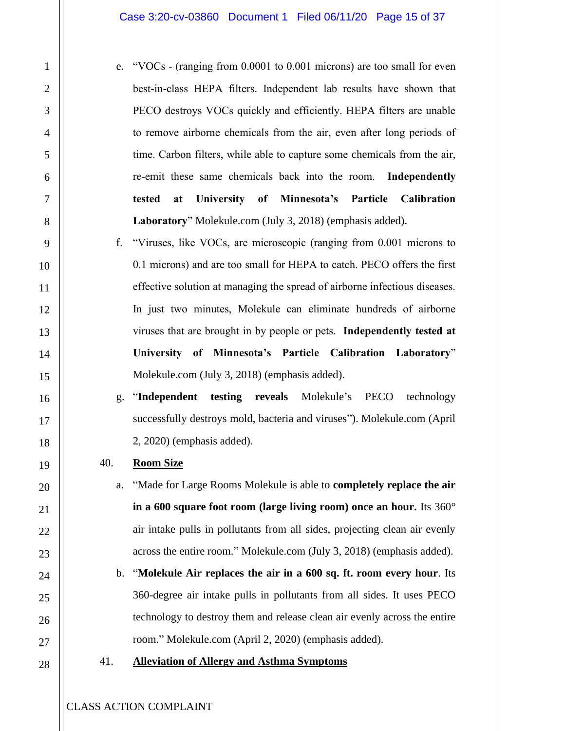e. "VOCs - (ranging from 0.0001 to 0.001 microns) are too small for even best-in-class HEPA filters. Independent lab results have shown that PECO destroys VOCs quickly and efficiently. HEPA filters are unable to remove airborne chemicals from the air, even after long periods of time. Carbon filters, while able to capture some chemicals from the air, re-emit these same chemicals back into the room. **Independently tested at University of Minnesota's Particle Calibration Laboratory**" Molekule.com (July 3, 2018) (emphasis added).

f. "Viruses, like VOCs, are microscopic (ranging from 0.001 microns to 0.1 microns) and are too small for HEPA to catch. PECO offers the first effective solution at managing the spread of airborne infectious diseases. In just two minutes, Molekule can eliminate hundreds of airborne viruses that are brought in by people or pets. **Independently tested at University of Minnesota's Particle Calibration Laboratory**" Molekule.com (July 3, 2018) (emphasis added).

g. "**Independent testing reveals** Molekule's PECO technology successfully destroys mold, bacteria and viruses"). Molekule.com (April 2, 2020) (emphasis added).

40. **<u>Room Size</u>**

a. "Made for Large Rooms Molekule is able to **completely replace the air in a 600 square foot room (large living room) once an hour.** Its 360° air intake pulls in pollutants from all sides, projecting clean air evenly across the entire room." Molekule.com (July 3, 2018) (emphasis added).

b. "**Molekule Air replaces the air in a 600 sq. ft. room every hour**. Its 360-degree air intake pulls in pollutants from all sides. It uses PECO technology to destroy them and release clean air evenly across the entire room." Molekule.com (April 2, 2020) (emphasis added).

41. **<u>Alleviation of Allergy and Asthma Symptoms</u>**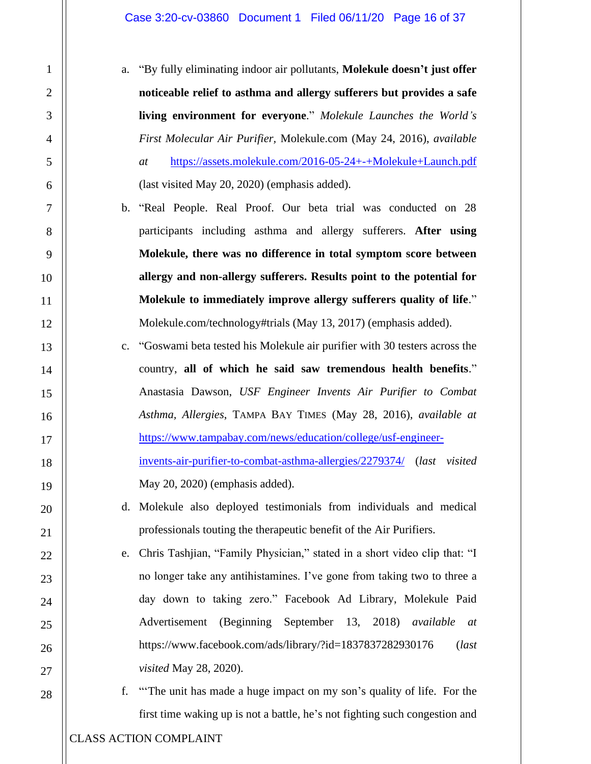a. "By fully eliminating indoor air pollutants, **Molekule doesn't just offer noticeable relief to asthma and allergy sufferers but provides a safe living environment for everyone**." *Molekule Launches the World's First Molecular Air Purifier*, Molekule.com (May 24, 2016), *available at* https://assets.molekule.com/2016-05-24+-+Molekule+Launch.pdf (last visited May 20, 2020) (emphasis added).

b. "Real People. Real Proof. Our beta trial was conducted on 28 participants including asthma and allergy sufferers. **After using Molekule, there was no difference in total symptom score between allergy and non-allergy sufferers. Results point to the potential for Molekule to immediately improve allergy sufferers quality of life**." Molekule.com/technology#trials (May 13, 2017) (emphasis added).

c. "Goswami beta tested his Molekule air purifier with 30 testers across the country, **all of which he said saw tremendous health benefits**." Anastasia Dawson, *USF Engineer Invents Air Purifier to Combat Asthma, Allergies*, TAMPA BAY TIMES (May 28, 2016), *available at* https://www.tampabay.com/news/education/college/usf-engineer-invents-air-purifier-to-combat-asthma-allergies/2279374/ (*last visited* May 20, 2020) (emphasis added).

d. Molekule also deployed testimonials from individuals and medical professionals touting the therapeutic benefit of the Air Purifiers.

e. Chris Tashjian, "Family Physician," stated in a short video clip that: "I no longer take any antihistamines. I've gone from taking two to three a day down to taking zero." Facebook Ad Library, Molekule Paid Advertisement (Beginning September 13, 2018) *available at* https://www.facebook.com/ads/library/?id=1837837282930176 (*last visited* May 28, 2020).

f. "'The unit has made a huge impact on my son's quality of life. For the first time waking up is not a battle, he's not fighting such congestion and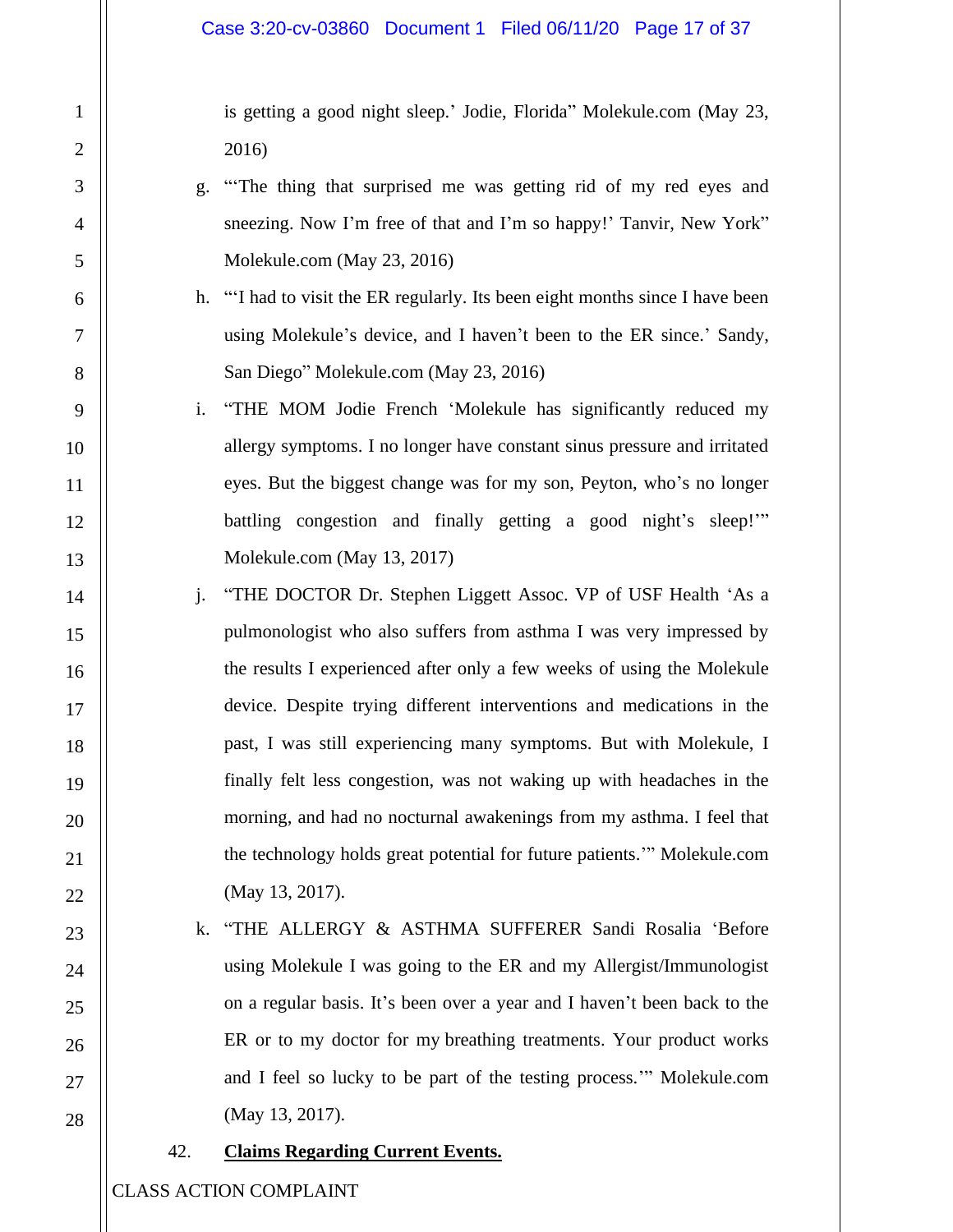is getting a good night sleep.' Jodie, Florida" Molekule.com (May 23, 2016)

g. "'The thing that surprised me was getting rid of my red eyes and sneezing. Now I'm free of that and I'm so happy!' Tanvir, New York" Molekule.com (May 23, 2016)

h. "'I had to visit the ER regularly. Its been eight months since I have been using Molekule's device, and I haven't been to the ER since.' Sandy, San Diego" Molekule.com (May 23, 2016)

i. "THE MOM Jodie French 'Molekule has significantly reduced my allergy symptoms. I no longer have constant sinus pressure and irritated eyes. But the biggest change was for my son, Peyton, who's no longer battling congestion and finally getting a good night's sleep!'" Molekule.com (May 13, 2017)

j. "THE DOCTOR Dr. Stephen Liggett Assoc. VP of USF Health 'As a pulmonologist who also suffers from asthma I was very impressed by the results I experienced after only a few weeks of using the Molekule device. Despite trying different interventions and medications in the past, I was still experiencing many symptoms. But with Molekule, I finally felt less congestion, was not waking up with headaches in the morning, and had no nocturnal awakenings from my asthma. I feel that the technology holds great potential for future patients.'" Molekule.com (May 13, 2017).

k. "THE ALLERGY & ASTHMA SUFFERER Sandi Rosalia 'Before using Molekule I was going to the ER and my Allergist/Immunologist on a regular basis. It's been over a year and I haven't been back to the ER or to my doctor for my breathing treatments. Your product works and I feel so lucky to be part of the testing process.'" Molekule.com (May 13, 2017).

42. **Claims Regarding Current Events.**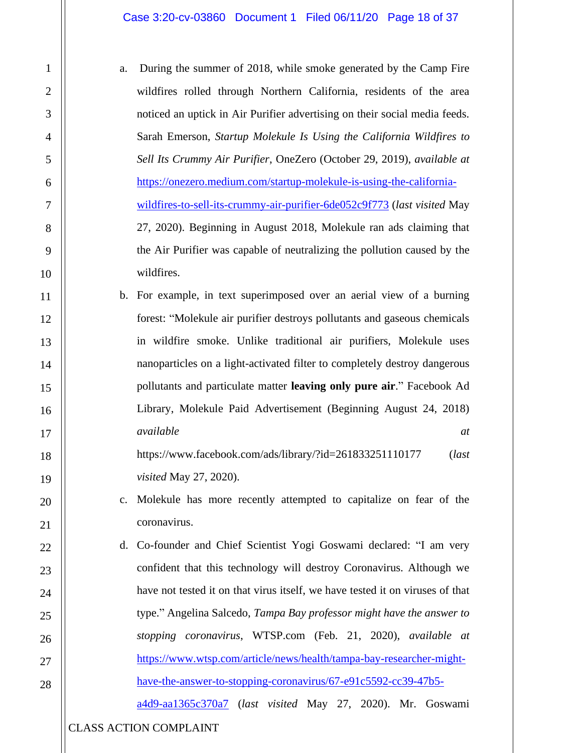a. During the summer of 2018, while smoke generated by the Camp Fire wildfires rolled through Northern California, residents of the area noticed an uptick in Air Purifier advertising on their social media feeds. Sarah Emerson, *Startup Molekule Is Using the California Wildfires to Sell Its Crummy Air Purifier*, OneZero (October 29, 2019), *available at* https://onezero.medium.com/startup-molekule-is-using-the-california-wildfires-to-sell-its-crummy-air-purifier-6de052c9f773 (*last visited* May 27, 2020). Beginning in August 2018, Molekule ran ads claiming that the Air Purifier was capable of neutralizing the pollution caused by the wildfires.

b. For example, in text superimposed over an aerial view of a burning forest: "Molekule air purifier destroys pollutants and gaseous chemicals in wildfire smoke. Unlike traditional air purifiers, Molekule uses nanoparticles on a light-activated filter to completely destroy dangerous pollutants and particulate matter **leaving only pure air**." Facebook Ad Library, Molekule Paid Advertisement (Beginning August 24, 2018) *available at* https://www.facebook.com/ads/library/?id=261833251110177 (*last visited* May 27, 2020).

c. Molekule has more recently attempted to capitalize on fear of the coronavirus.

d. Co-founder and Chief Scientist Yogi Goswami declared: "I am very confident that this technology will destroy Coronavirus. Although we have not tested it on that virus itself, we have tested it on viruses of that type." Angelina Salcedo, *Tampa Bay professor might have the answer to stopping coronavirus*, WTSP.com (Feb. 21, 2020), *available at* https://www.wtsp.com/article/news/health/tampa-bay-researcher-might-have-the-answer-to-stopping-coronavirus/67-e91c5592-cc39-47b5-a4d9-aa1365c370a7 (*last visited* May 27, 2020). Mr. Goswami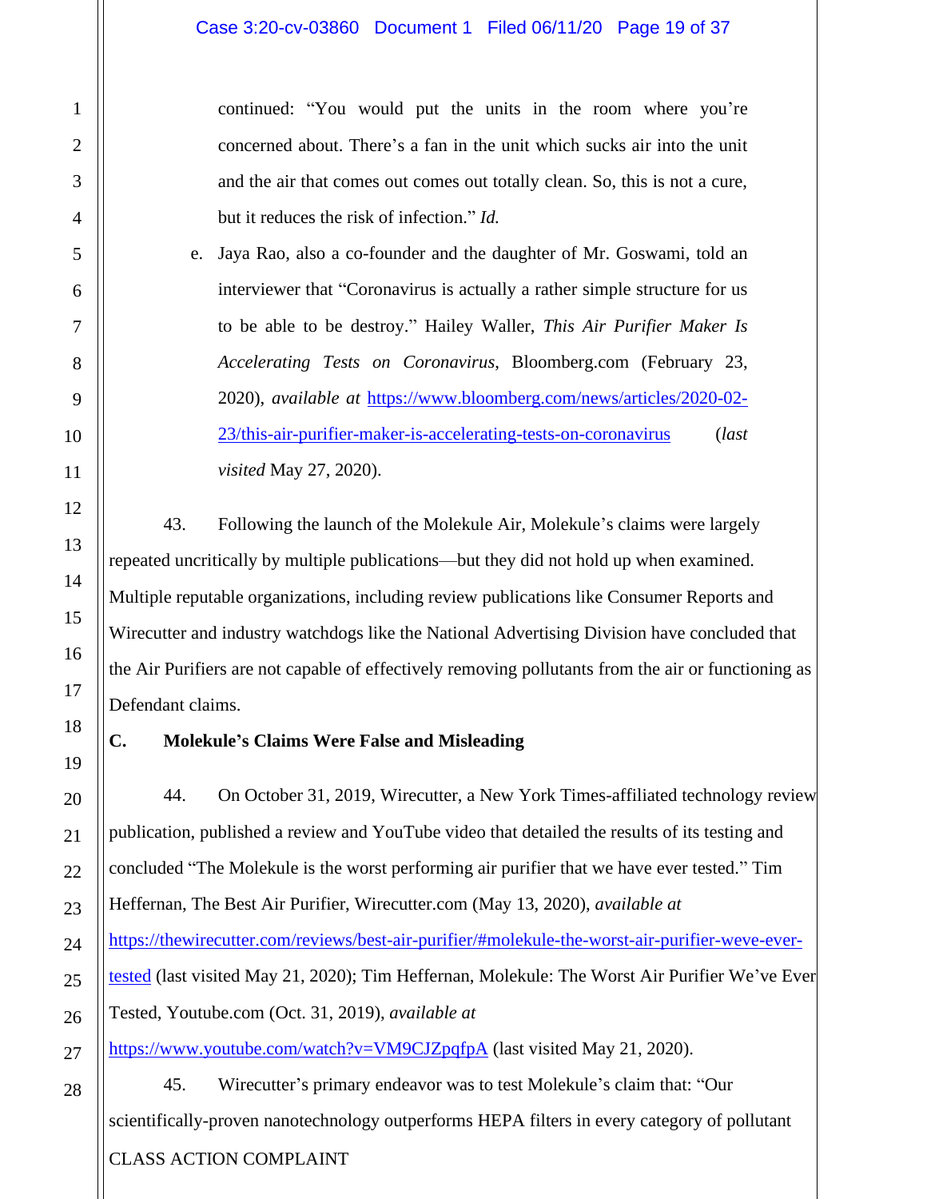continued: "You would put the units in the room where you're concerned about. There's a fan in the unit which sucks air into the unit and the air that comes out comes out totally clean. So, this is not a cure, but it reduces the risk of infection." *Id.*

e. Jaya Rao, also a co-founder and the daughter of Mr. Goswami, told an interviewer that "Coronavirus is actually a rather simple structure for us to be able to be destroy." Hailey Waller, *This Air Purifier Maker Is Accelerating Tests on Coronavirus*, Bloomberg.com (February 23, 2020), *available at* https://www.bloomberg.com/news/articles/2020-02-23/this-air-purifier-maker-is-accelerating-tests-on-coronavirus (*last visited* May 27, 2020).

43. Following the launch of the Molekule Air, Molekule's claims were largely repeated uncritically by multiple publications—but they did not hold up when examined. Multiple reputable organizations, including review publications like Consumer Reports and Wirecutter and industry watchdogs like the National Advertising Division have concluded that the Air Purifiers are not capable of effectively removing pollutants from the air or functioning as Defendant claims.

### C. Molekule's Claims Were False and Misleading

44. On October 31, 2019, Wirecutter, a New York Times-affiliated technology review publication, published a review and YouTube video that detailed the results of its testing and concluded "The Molekule is the worst performing air purifier that we have ever tested." Tim Heffernan, The Best Air Purifier, Wirecutter.com (May 13, 2020), *available at* https://thewirecutter.com/reviews/best-air-purifier/#molekule-the-worst-air-purifier-weve-ever-tested (last visited May 21, 2020); Tim Heffernan, Molekule: The Worst Air Purifier We've Ever Tested, Youtube.com (Oct. 31, 2019), *available at* https://www.youtube.com/watch?v=VM9CJZpqfpA (last visited May 21, 2020).

45. Wirecutter's primary endeavor was to test Molekule's claim that: "Our scientifically-proven nanotechnology outperforms HEPA filters in every category of pollutant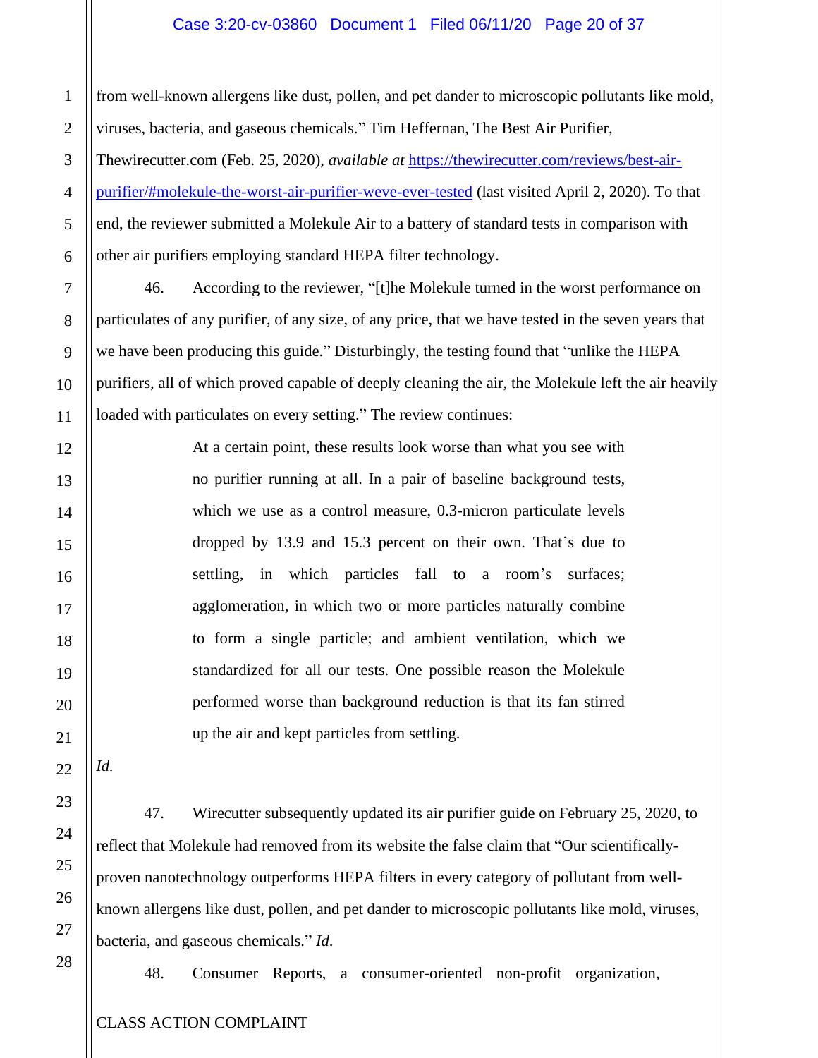from well-known allergens like dust, pollen, and pet dander to microscopic pollutants like mold, viruses, bacteria, and gaseous chemicals." Tim Heffernan, The Best Air Purifier, Thewirecutter.com (Feb. 25, 2020), *available at* https://thewirecutter.com/reviews/best-air-purifier/#molekule-the-worst-air-purifier-weve-ever-tested (last visited April 2, 2020). To that end, the reviewer submitted a Molekule Air to a battery of standard tests in comparison with other air purifiers employing standard HEPA filter technology.

46. According to the reviewer, "[t]he Molekule turned in the worst performance on particulates of any purifier, of any size, of any price, that we have tested in the seven years that we have been producing this guide." Disturbingly, the testing found that "unlike the HEPA purifiers, all of which proved capable of deeply cleaning the air, the Molekule left the air heavily loaded with particulates on every setting." The review continues:

> At a certain point, these results look worse than what you see with no purifier running at all. In a pair of baseline background tests, which we use as a control measure, 0.3-micron particulate levels dropped by 13.9 and 15.3 percent on their own. That's due to settling, in which particles fall to a room's surfaces; agglomeration, in which two or more particles naturally combine to form a single particle; and ambient ventilation, which we standardized for all our tests. One possible reason the Molekule performed worse than background reduction is that its fan stirred up the air and kept particles from settling.

*Id.*

47. Wirecutter subsequently updated its air purifier guide on February 25, 2020, to reflect that Molekule had removed from its website the false claim that "Our scientifically-proven nanotechnology outperforms HEPA filters in every category of pollutant from well-known allergens like dust, pollen, and pet dander to microscopic pollutants like mold, viruses, bacteria, and gaseous chemicals." *Id.*

48. Consumer Reports, a consumer-oriented non-profit organization,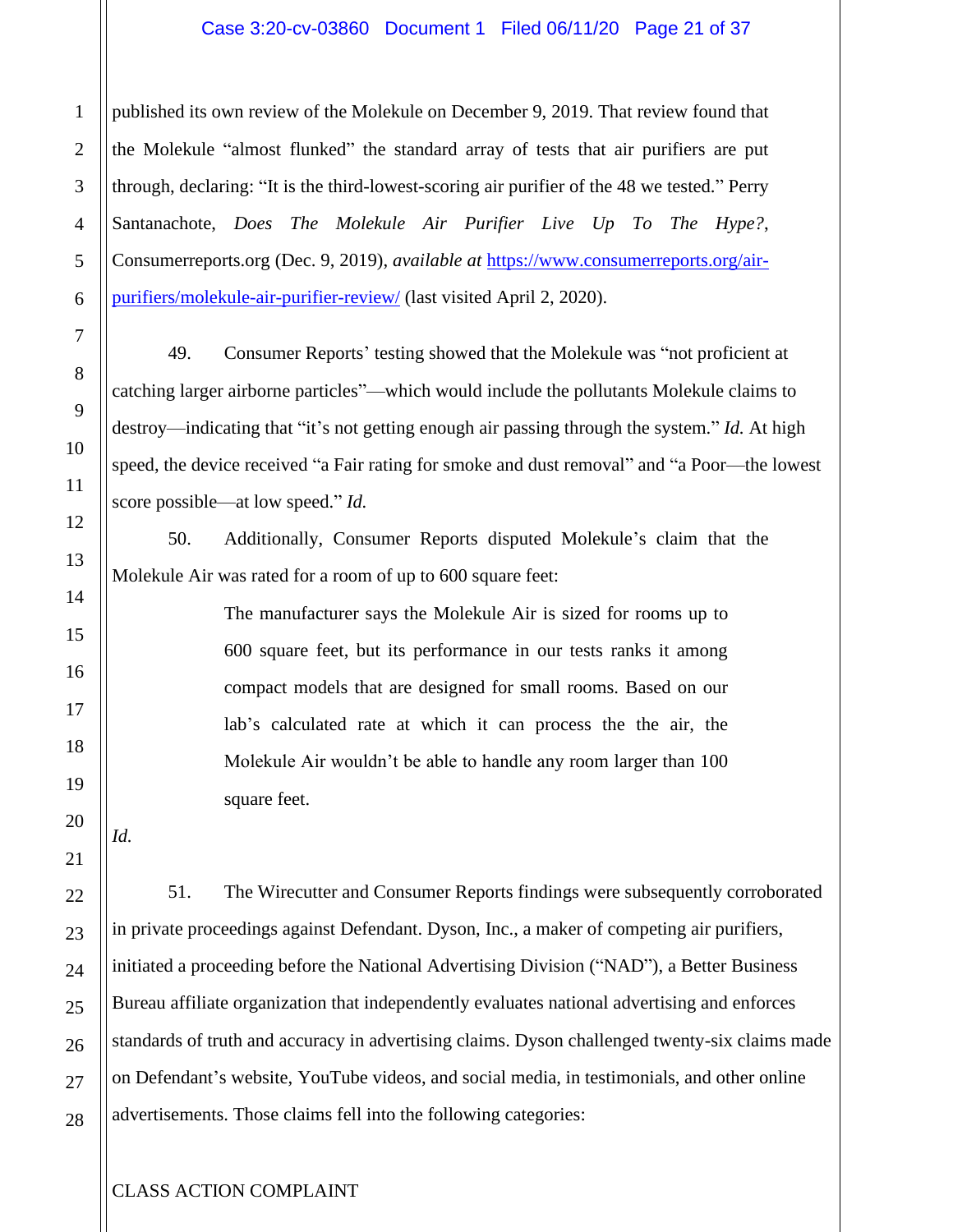published its own review of the Molekule on December 9, 2019. That review found that the Molekule "almost flunked" the standard array of tests that air purifiers are put through, declaring: "It is the third-lowest-scoring air purifier of the 48 we tested." Perry Santanachote, *Does The Molekule Air Purifier Live Up To The Hype?*, Consumerreports.org (Dec. 9, 2019), *available at* https://www.consumerreports.org/air-purifiers/molekule-air-purifier-review/ (last visited April 2, 2020).

49. Consumer Reports' testing showed that the Molekule was "not proficient at catching larger airborne particles"—which would include the pollutants Molekule claims to destroy—indicating that "it's not getting enough air passing through the system." *Id.* At high speed, the device received "a Fair rating for smoke and dust removal" and "a Poor—the lowest score possible—at low speed." *Id.*

50. Additionally, Consumer Reports disputed Molekule's claim that the Molekule Air was rated for a room of up to 600 square feet:

> The manufacturer says the Molekule Air is sized for rooms up to 600 square feet, but its performance in our tests ranks it among compact models that are designed for small rooms. Based on our lab's calculated rate at which it can process the the air, the Molekule Air wouldn't be able to handle any room larger than 100 square feet.

*Id.*

51. The Wirecutter and Consumer Reports findings were subsequently corroborated in private proceedings against Defendant. Dyson, Inc., a maker of competing air purifiers, initiated a proceeding before the National Advertising Division ("NAD"), a Better Business Bureau affiliate organization that independently evaluates national advertising and enforces standards of truth and accuracy in advertising claims. Dyson challenged twenty-six claims made on Defendant's website, YouTube videos, and social media, in testimonials, and other online advertisements. Those claims fell into the following categories: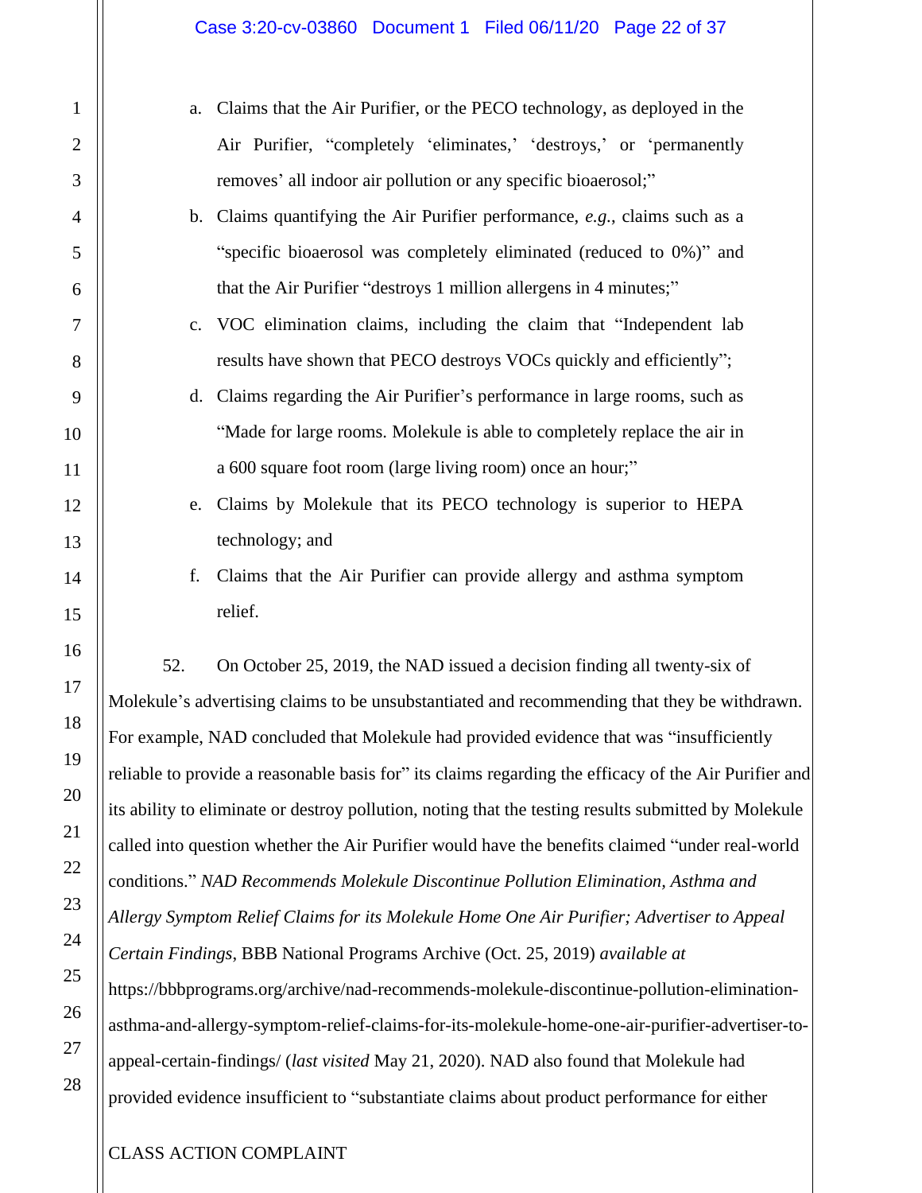a. Claims that the Air Purifier, or the PECO technology, as deployed in the Air Purifier, "completely 'eliminates,' 'destroys,' or 'permanently removes' all indoor air pollution or any specific bioaerosol;"

b. Claims quantifying the Air Purifier performance, *e.g.*, claims such as a "specific bioaerosol was completely eliminated (reduced to 0%)" and that the Air Purifier "destroys 1 million allergens in 4 minutes;"

c. VOC elimination claims, including the claim that "Independent lab results have shown that PECO destroys VOCs quickly and efficiently";

d. Claims regarding the Air Purifier's performance in large rooms, such as "Made for large rooms. Molekule is able to completely replace the air in a 600 square foot room (large living room) once an hour;"

e. Claims by Molekule that its PECO technology is superior to HEPA technology; and

f. Claims that the Air Purifier can provide allergy and asthma symptom relief.

52. On October 25, 2019, the NAD issued a decision finding all twenty-six of Molekule's advertising claims to be unsubstantiated and recommending that they be withdrawn. For example, NAD concluded that Molekule had provided evidence that was "insufficiently reliable to provide a reasonable basis for" its claims regarding the efficacy of the Air Purifier and its ability to eliminate or destroy pollution, noting that the testing results submitted by Molekule called into question whether the Air Purifier would have the benefits claimed "under real-world conditions." *NAD Recommends Molekule Discontinue Pollution Elimination, Asthma and Allergy Symptom Relief Claims for its Molekule Home One Air Purifier; Advertiser to Appeal Certain Findings*, BBB National Programs Archive (Oct. 25, 2019) *available at* https://bbbprograms.org/archive/nad-recommends-molekule-discontinue-pollution-elimination-asthma-and-allergy-symptom-relief-claims-for-its-molekule-home-one-air-purifier-advertiser-to-appeal-certain-findings/ (*last visited* May 21, 2020). NAD also found that Molekule had provided evidence insufficient to "substantiate claims about product performance for either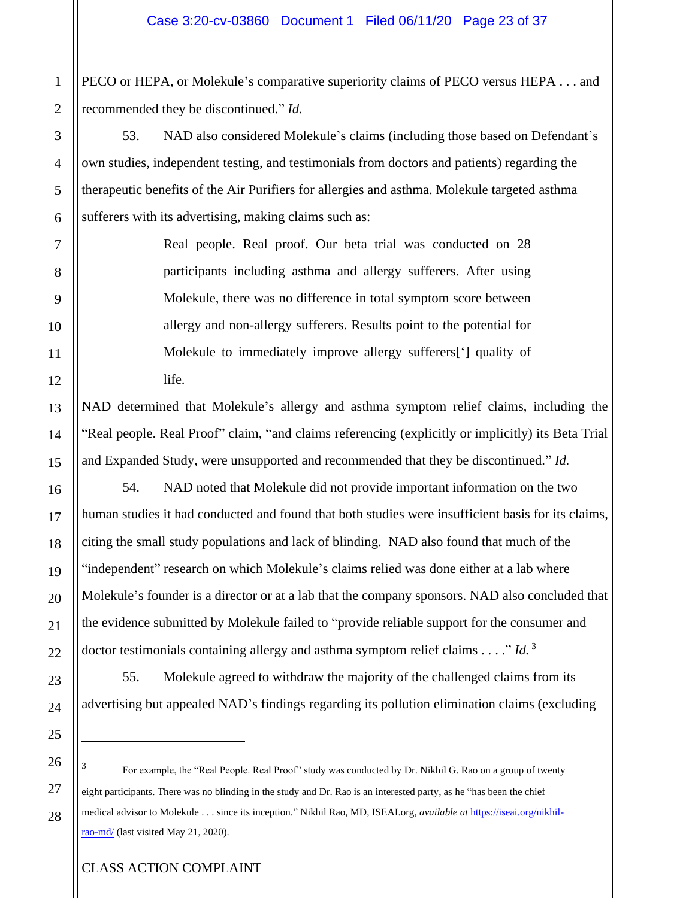PECO or HEPA, or Molekule's comparative superiority claims of PECO versus HEPA . . . and recommended they be discontinued." *Id.*

53. NAD also considered Molekule's claims (including those based on Defendant's own studies, independent testing, and testimonials from doctors and patients) regarding the therapeutic benefits of the Air Purifiers for allergies and asthma. Molekule targeted asthma sufferers with its advertising, making claims such as:

> Real people. Real proof. Our beta trial was conducted on 28 participants including asthma and allergy sufferers. After using Molekule, there was no difference in total symptom score between allergy and non-allergy sufferers. Results point to the potential for Molekule to immediately improve allergy sufferers['] quality of life.

NAD determined that Molekule's allergy and asthma symptom relief claims, including the "Real people. Real Proof" claim, "and claims referencing (explicitly or implicitly) its Beta Trial and Expanded Study, were unsupported and recommended that they be discontinued." *Id.*

54. NAD noted that Molekule did not provide important information on the two human studies it had conducted and found that both studies were insufficient basis for its claims, citing the small study populations and lack of blinding. NAD also found that much of the "independent" research on which Molekule's claims relied was done either at a lab where Molekule's founder is a director or at a lab that the company sponsors. NAD also concluded that the evidence submitted by Molekule failed to "provide reliable support for the consumer and doctor testimonials containing allergy and asthma symptom relief claims . . . ." *Id.*[3]

55. Molekule agreed to withdraw the majority of the challenged claims from its advertising but appealed NAD's findings regarding its pollution elimination claims (excluding

---

[3] For example, the "Real People. Real Proof" study was conducted by Dr. Nikhil G. Rao on a group of twenty eight participants. There was no blinding in the study and Dr. Rao is an interested party, as he "has been the chief medical advisor to Molekule . . . since its inception." Nikhil Rao, MD, ISEAI.org, *available at* https://iseai.org/nikhil-rao-md/ (last visited May 21, 2020).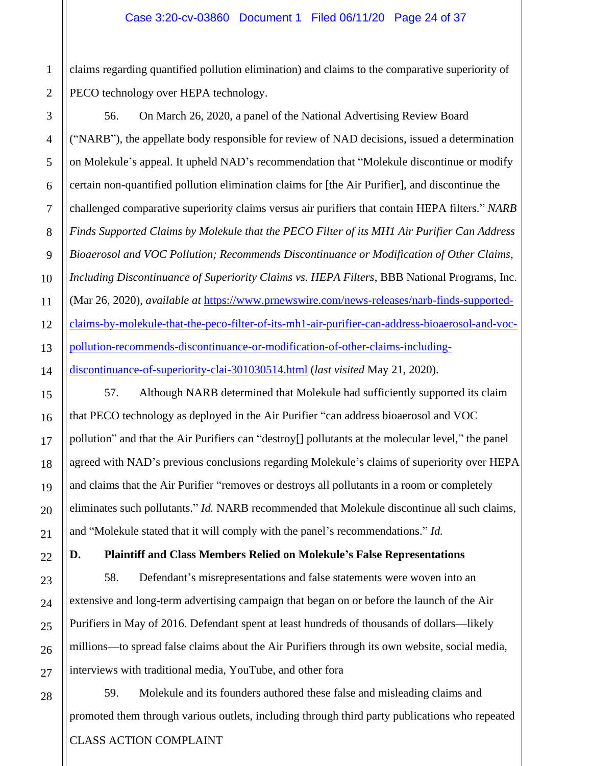claims regarding quantified pollution elimination) and claims to the comparative superiority of PECO technology over HEPA technology.

56. On March 26, 2020, a panel of the National Advertising Review Board ("NARB"), the appellate body responsible for review of NAD decisions, issued a determination on Molekule's appeal. It upheld NAD's recommendation that "Molekule discontinue or modify certain non-quantified pollution elimination claims for [the Air Purifier], and discontinue the challenged comparative superiority claims versus air purifiers that contain HEPA filters." *NARB Finds Supported Claims by Molekule that the PECO Filter of its MH1 Air Purifier Can Address Bioaerosol and VOC Pollution; Recommends Discontinuance or Modification of Other Claims, Including Discontinuance of Superiority Claims vs. HEPA Filters*, BBB National Programs, Inc. (Mar 26, 2020), *available at* https://www.prnewswire.com/news-releases/narb-finds-supported-claims-by-molekule-that-the-peco-filter-of-its-mh1-air-purifier-can-address-bioaerosol-and-voc-pollution-recommends-discontinuance-or-modification-of-other-claims-including-discontinuance-of-superiority-clai-301030514.html (*last visited* May 21, 2020).

57. Although NARB determined that Molekule had sufficiently supported its claim that PECO technology as deployed in the Air Purifier "can address bioaerosol and VOC pollution" and that the Air Purifiers can "destroy[] pollutants at the molecular level," the panel agreed with NAD's previous conclusions regarding Molekule's claims of superiority over HEPA and claims that the Air Purifier "removes or destroys all pollutants in a room or completely eliminates such pollutants." *Id.* NARB recommended that Molekule discontinue all such claims, and "Molekule stated that it will comply with the panel's recommendations." *Id.*

### D. Plaintiff and Class Members Relied on Molekule's False Representations

58. Defendant's misrepresentations and false statements were woven into an extensive and long-term advertising campaign that began on or before the launch of the Air Purifiers in May of 2016. Defendant spent at least hundreds of thousands of dollars—likely millions—to spread false claims about the Air Purifiers through its own website, social media, interviews with traditional media, YouTube, and other fora

59. Molekule and its founders authored these false and misleading claims and promoted them through various outlets, including through third party publications who repeated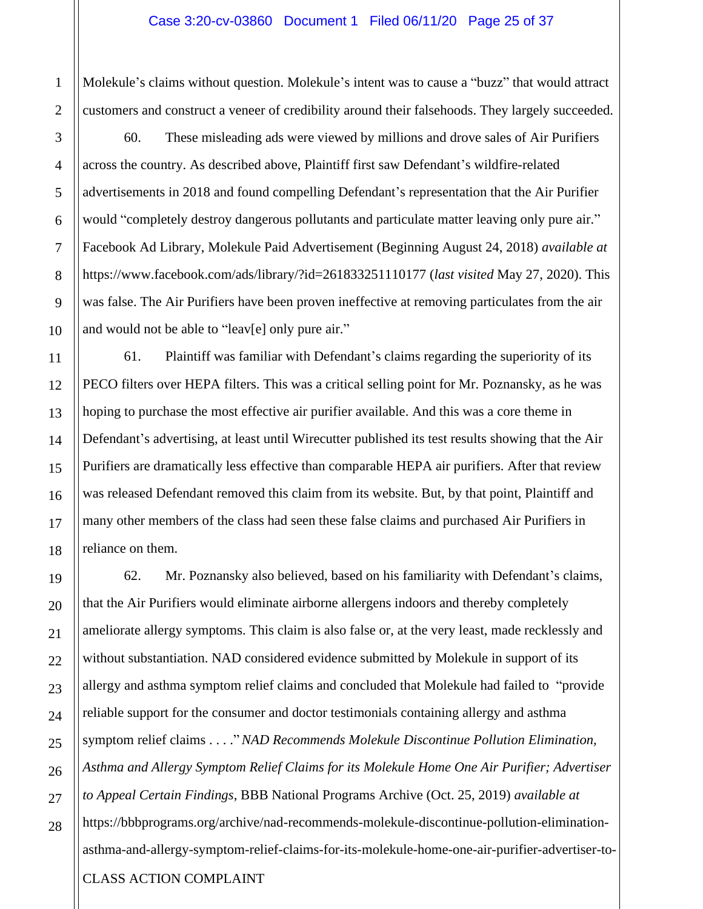Molekule's claims without question. Molekule's intent was to cause a "buzz" that would attract customers and construct a veneer of credibility around their falsehoods. They largely succeeded.

60. These misleading ads were viewed by millions and drove sales of Air Purifiers across the country. As described above, Plaintiff first saw Defendant's wildfire-related advertisements in 2018 and found compelling Defendant's representation that the Air Purifier would "completely destroy dangerous pollutants and particulate matter leaving only pure air." Facebook Ad Library, Molekule Paid Advertisement (Beginning August 24, 2018) *available at* https://www.facebook.com/ads/library/?id=261833251110177 (*last visited* May 27, 2020). This was false. The Air Purifiers have been proven ineffective at removing particulates from the air and would not be able to "leav[e] only pure air."

61. Plaintiff was familiar with Defendant's claims regarding the superiority of its PECO filters over HEPA filters. This was a critical selling point for Mr. Poznansky, as he was hoping to purchase the most effective air purifier available. And this was a core theme in Defendant's advertising, at least until Wirecutter published its test results showing that the Air Purifiers are dramatically less effective than comparable HEPA air purifiers. After that review was released Defendant removed this claim from its website. But, by that point, Plaintiff and many other members of the class had seen these false claims and purchased Air Purifiers in reliance on them.

62. Mr. Poznansky also believed, based on his familiarity with Defendant's claims, that the Air Purifiers would eliminate airborne allergens indoors and thereby completely ameliorate allergy symptoms. This claim is also false or, at the very least, made recklessly and without substantiation. NAD considered evidence submitted by Molekule in support of its allergy and asthma symptom relief claims and concluded that Molekule had failed to "provide reliable support for the consumer and doctor testimonials containing allergy and asthma symptom relief claims . . . ." *NAD Recommends Molekule Discontinue Pollution Elimination, Asthma and Allergy Symptom Relief Claims for its Molekule Home One Air Purifier; Advertiser to Appeal Certain Findings*, BBB National Programs Archive (Oct. 25, 2019) *available at* https://bbbprograms.org/archive/nad-recommends-molekule-discontinue-pollution-elimination-asthma-and-allergy-symptom-relief-claims-for-its-molekule-home-one-air-purifier-advertiser-to-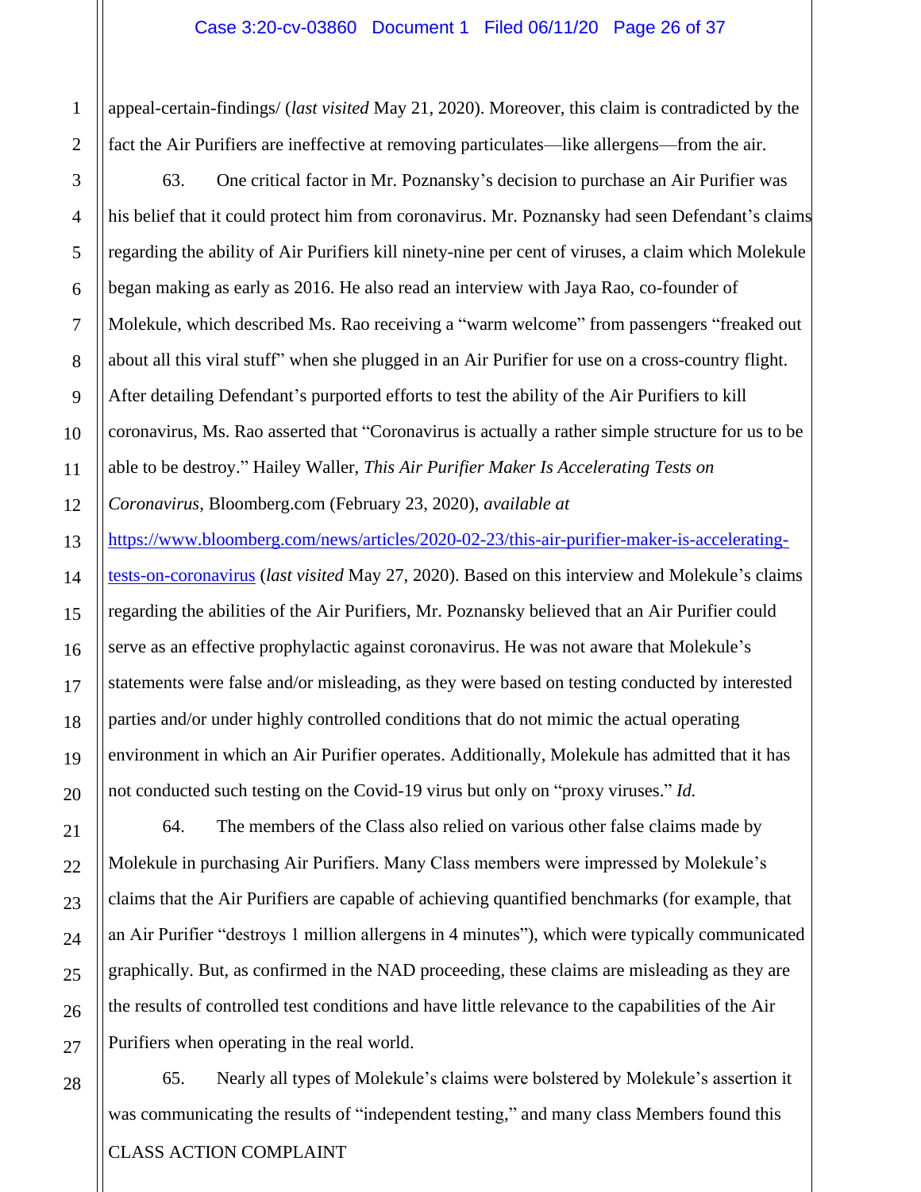appeal-certain-findings/ (*last visited* May 21, 2020). Moreover, this claim is contradicted by the fact the Air Purifiers are ineffective at removing particulates—like allergens—from the air.

63. One critical factor in Mr. Poznansky's decision to purchase an Air Purifier was his belief that it could protect him from coronavirus. Mr. Poznansky had seen Defendant's claims regarding the ability of Air Purifiers kill ninety-nine per cent of viruses, a claim which Molekule began making as early as 2016. He also read an interview with Jaya Rao, co-founder of Molekule, which described Ms. Rao receiving a "warm welcome" from passengers "freaked out about all this viral stuff" when she plugged in an Air Purifier for use on a cross-country flight. After detailing Defendant's purported efforts to test the ability of the Air Purifiers to kill coronavirus, Ms. Rao asserted that "Coronavirus is actually a rather simple structure for us to be able to be destroy." Hailey Waller, *This Air Purifier Maker Is Accelerating Tests on Coronavirus*, Bloomberg.com (February 23, 2020), *available at* [https://www.bloomberg.com/news/articles/2020-02-23/this-air-purifier-maker-is-accelerating-tests-on-coronavirus](https://www.bloomberg.com/news/articles/2020-02-23/this-air-purifier-maker-is-accelerating-tests-on-coronavirus) (*last visited* May 27, 2020). Based on this interview and Molekule's claims regarding the abilities of the Air Purifiers, Mr. Poznansky believed that an Air Purifier could serve as an effective prophylactic against coronavirus. He was not aware that Molekule's statements were false and/or misleading, as they were based on testing conducted by interested parties and/or under highly controlled conditions that do not mimic the actual operating environment in which an Air Purifier operates. Additionally, Molekule has admitted that it has not conducted such testing on the Covid-19 virus but only on "proxy viruses." *Id.*

64. The members of the Class also relied on various other false claims made by Molekule in purchasing Air Purifiers. Many Class members were impressed by Molekule's claims that the Air Purifiers are capable of achieving quantified benchmarks (for example, that an Air Purifier "destroys 1 million allergens in 4 minutes"), which were typically communicated graphically. But, as confirmed in the NAD proceeding, these claims are misleading as they are the results of controlled test conditions and have little relevance to the capabilities of the Air Purifiers when operating in the real world.

65. Nearly all types of Molekule's claims were bolstered by Molekule's assertion it was communicating the results of "independent testing," and many class Members found this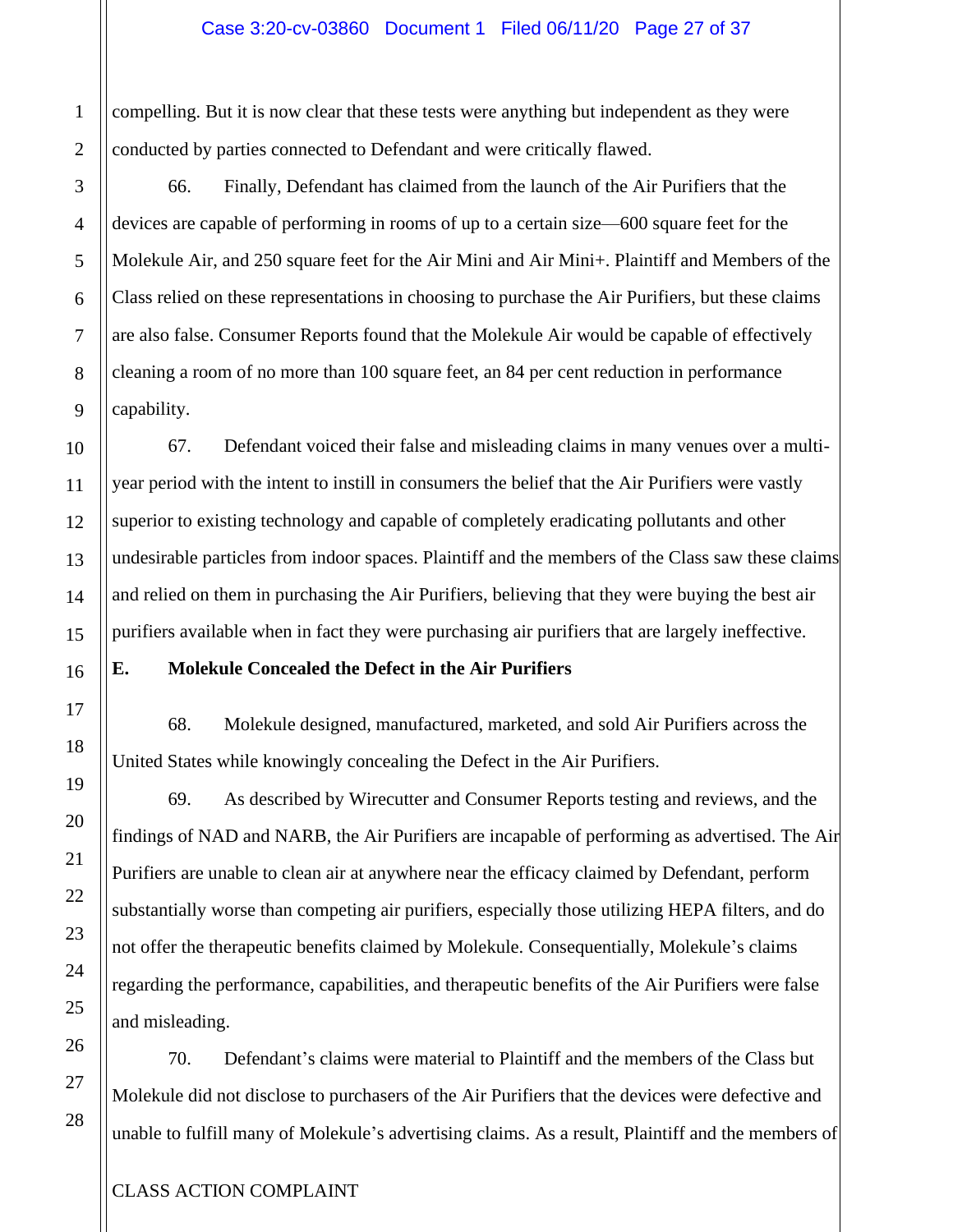compelling. But it is now clear that these tests were anything but independent as they were conducted by parties connected to Defendant and were critically flawed.

66. Finally, Defendant has claimed from the launch of the Air Purifiers that the devices are capable of performing in rooms of up to a certain size—600 square feet for the Molekule Air, and 250 square feet for the Air Mini and Air Mini+. Plaintiff and Members of the Class relied on these representations in choosing to purchase the Air Purifiers, but these claims are also false. Consumer Reports found that the Molekule Air would be capable of effectively cleaning a room of no more than 100 square feet, an 84 per cent reduction in performance capability.

67. Defendant voiced their false and misleading claims in many venues over a multi-year period with the intent to instill in consumers the belief that the Air Purifiers were vastly superior to existing technology and capable of completely eradicating pollutants and other undesirable particles from indoor spaces. Plaintiff and the members of the Class saw these claims and relied on them in purchasing the Air Purifiers, believing that they were buying the best air purifiers available when in fact they were purchasing air purifiers that are largely ineffective.

**E. Molekule Concealed the Defect in the Air Purifiers**

68. Molekule designed, manufactured, marketed, and sold Air Purifiers across the United States while knowingly concealing the Defect in the Air Purifiers.

69. As described by Wirecutter and Consumer Reports testing and reviews, and the findings of NAD and NARB, the Air Purifiers are incapable of performing as advertised. The Air Purifiers are unable to clean air at anywhere near the efficacy claimed by Defendant, perform substantially worse than competing air purifiers, especially those utilizing HEPA filters, and do not offer the therapeutic benefits claimed by Molekule. Consequentially, Molekule's claims regarding the performance, capabilities, and therapeutic benefits of the Air Purifiers were false and misleading.

70. Defendant's claims were material to Plaintiff and the members of the Class but Molekule did not disclose to purchasers of the Air Purifiers that the devices were defective and unable to fulfill many of Molekule's advertising claims. As a result, Plaintiff and the members of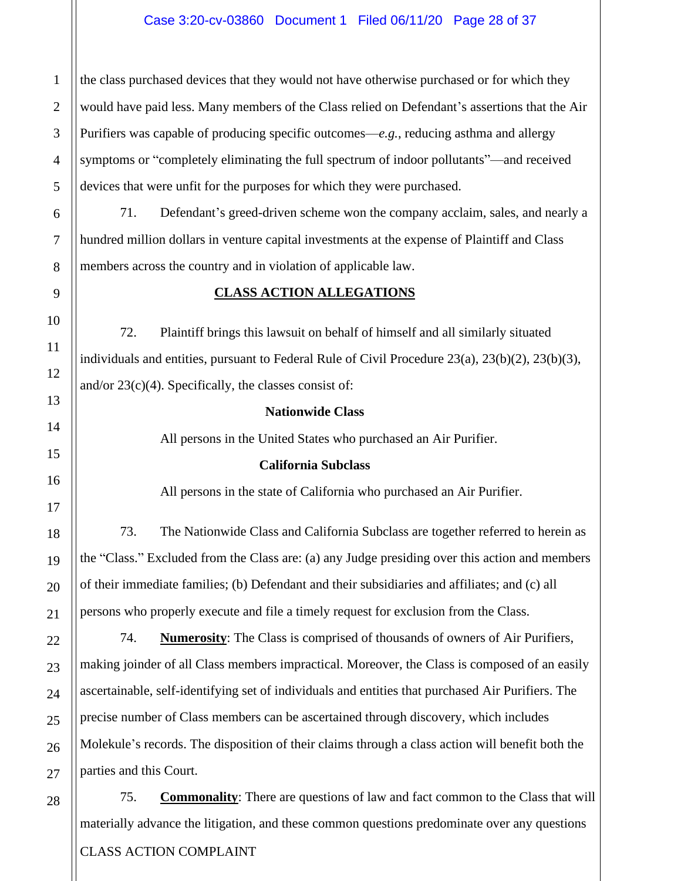the class purchased devices that they would not have otherwise purchased or for which they would have paid less. Many members of the Class relied on Defendant's assertions that the Air Purifiers was capable of producing specific outcomes—*e.g.*, reducing asthma and allergy symptoms or "completely eliminating the full spectrum of indoor pollutants"—and received devices that were unfit for the purposes for which they were purchased.

71. Defendant's greed-driven scheme won the company acclaim, sales, and nearly a hundred million dollars in venture capital investments at the expense of Plaintiff and Class members across the country and in violation of applicable law.

## CLASS ACTION ALLEGATIONS

72. Plaintiff brings this lawsuit on behalf of himself and all similarly situated individuals and entities, pursuant to Federal Rule of Civil Procedure 23(a), 23(b)(2), 23(b)(3), and/or 23(c)(4). Specifically, the classes consist of:

**Nationwide Class**

All persons in the United States who purchased an Air Purifier.

**California Subclass**

All persons in the state of California who purchased an Air Purifier.

73. The Nationwide Class and California Subclass are together referred to herein as the "Class." Excluded from the Class are: (a) any Judge presiding over this action and members of their immediate families; (b) Defendant and their subsidiaries and affiliates; and (c) all persons who properly execute and file a timely request for exclusion from the Class.

74. **Numerosity**: The Class is comprised of thousands of owners of Air Purifiers, making joinder of all Class members impractical. Moreover, the Class is composed of an easily ascertainable, self-identifying set of individuals and entities that purchased Air Purifiers. The precise number of Class members can be ascertained through discovery, which includes Molekule's records. The disposition of their claims through a class action will benefit both the parties and this Court.

75. **Commonality**: There are questions of law and fact common to the Class that will materially advance the litigation, and these common questions predominate over any questions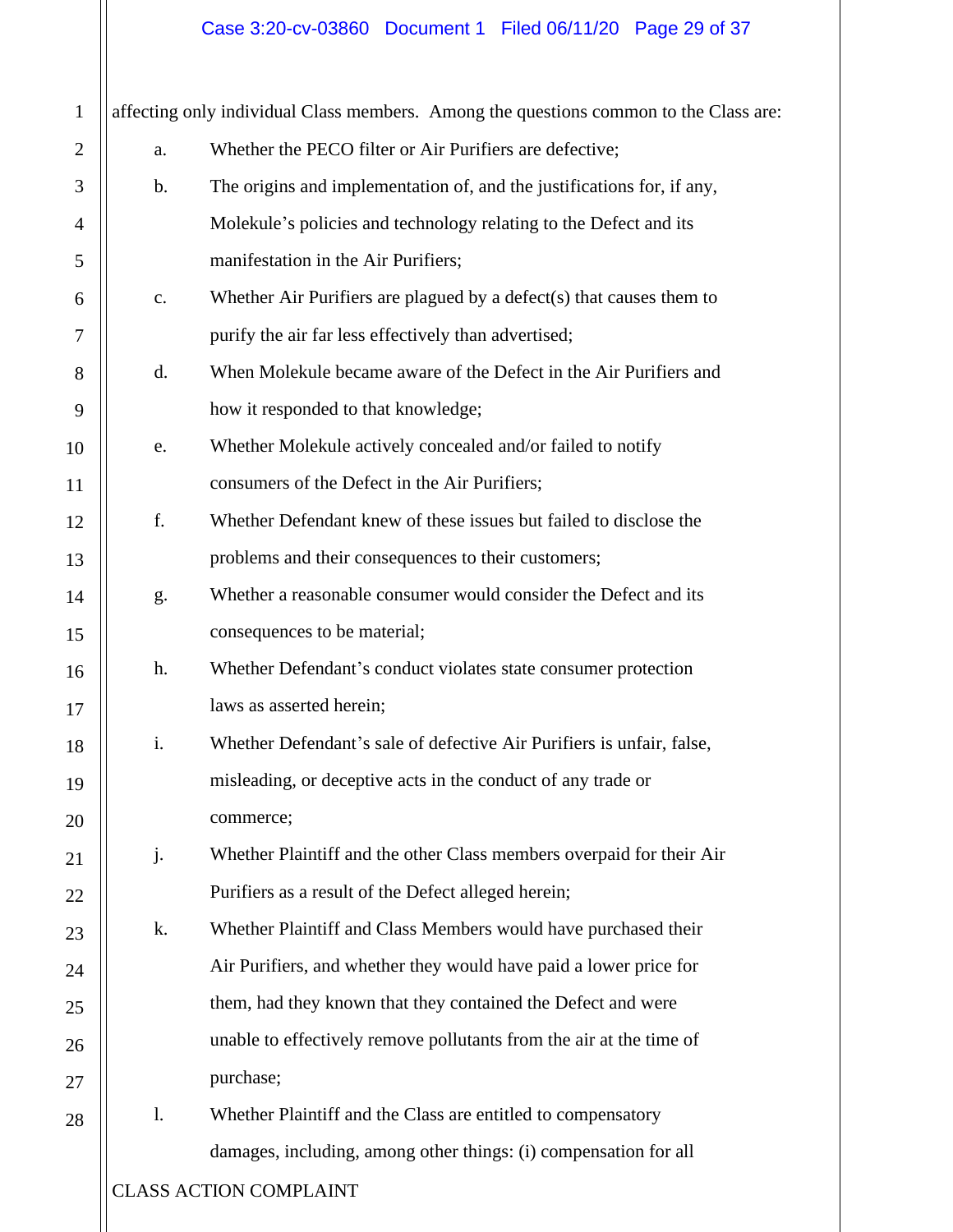affecting only individual Class members. Among the questions common to the Class are:

a. Whether the PECO filter or Air Purifiers are defective;

b. The origins and implementation of, and the justifications for, if any, Molekule's policies and technology relating to the Defect and its manifestation in the Air Purifiers;

c. Whether Air Purifiers are plagued by a defect(s) that causes them to purify the air far less effectively than advertised;

d. When Molekule became aware of the Defect in the Air Purifiers and how it responded to that knowledge;

e. Whether Molekule actively concealed and/or failed to notify consumers of the Defect in the Air Purifiers;

f. Whether Defendant knew of these issues but failed to disclose the problems and their consequences to their customers;

g. Whether a reasonable consumer would consider the Defect and its consequences to be material;

h. Whether Defendant's conduct violates state consumer protection laws as asserted herein;

i. Whether Defendant's sale of defective Air Purifiers is unfair, false, misleading, or deceptive acts in the conduct of any trade or commerce;

j. Whether Plaintiff and the other Class members overpaid for their Air Purifiers as a result of the Defect alleged herein;

k. Whether Plaintiff and Class Members would have purchased their Air Purifiers, and whether they would have paid a lower price for them, had they known that they contained the Defect and were unable to effectively remove pollutants from the air at the time of purchase;

l. Whether Plaintiff and the Class are entitled to compensatory damages, including, among other things: (i) compensation for all

CLASS ACTION COMPLAINT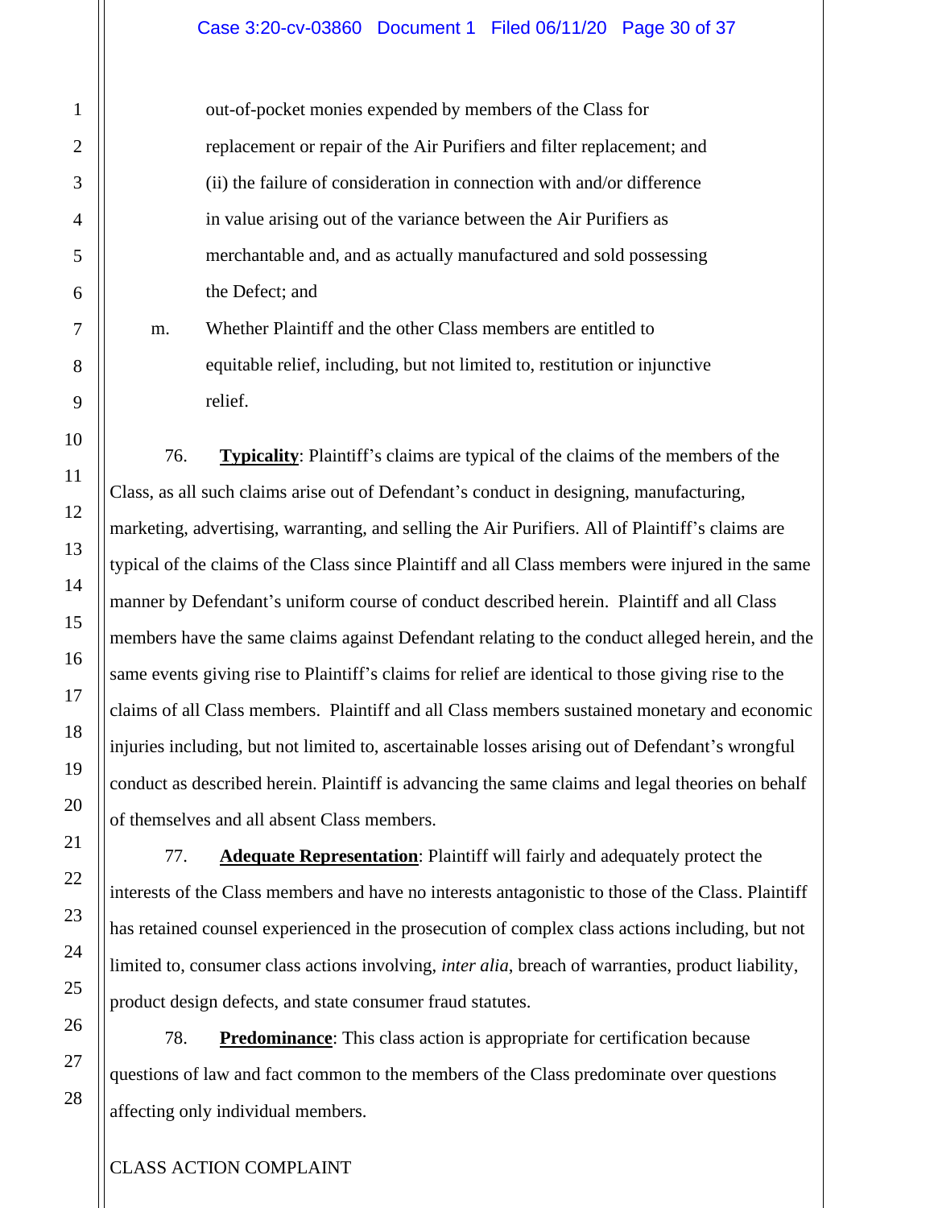out-of-pocket monies expended by members of the Class for replacement or repair of the Air Purifiers and filter replacement; and (ii) the failure of consideration in connection with and/or difference in value arising out of the variance between the Air Purifiers as merchantable and, and as actually manufactured and sold possessing the Defect; and

m. Whether Plaintiff and the other Class members are entitled to equitable relief, including, but not limited to, restitution or injunctive relief.

76. **Typicality**: Plaintiff's claims are typical of the claims of the members of the Class, as all such claims arise out of Defendant's conduct in designing, manufacturing, marketing, advertising, warranting, and selling the Air Purifiers. All of Plaintiff's claims are typical of the claims of the Class since Plaintiff and all Class members were injured in the same manner by Defendant's uniform course of conduct described herein. Plaintiff and all Class members have the same claims against Defendant relating to the conduct alleged herein, and the same events giving rise to Plaintiff's claims for relief are identical to those giving rise to the claims of all Class members. Plaintiff and all Class members sustained monetary and economic injuries including, but not limited to, ascertainable losses arising out of Defendant's wrongful conduct as described herein. Plaintiff is advancing the same claims and legal theories on behalf of themselves and all absent Class members.

77. **Adequate Representation**: Plaintiff will fairly and adequately protect the interests of the Class members and have no interests antagonistic to those of the Class. Plaintiff has retained counsel experienced in the prosecution of complex class actions including, but not limited to, consumer class actions involving, *inter alia*, breach of warranties, product liability, product design defects, and state consumer fraud statutes.

78. **Predominance**: This class action is appropriate for certification because questions of law and fact common to the members of the Class predominate over questions affecting only individual members.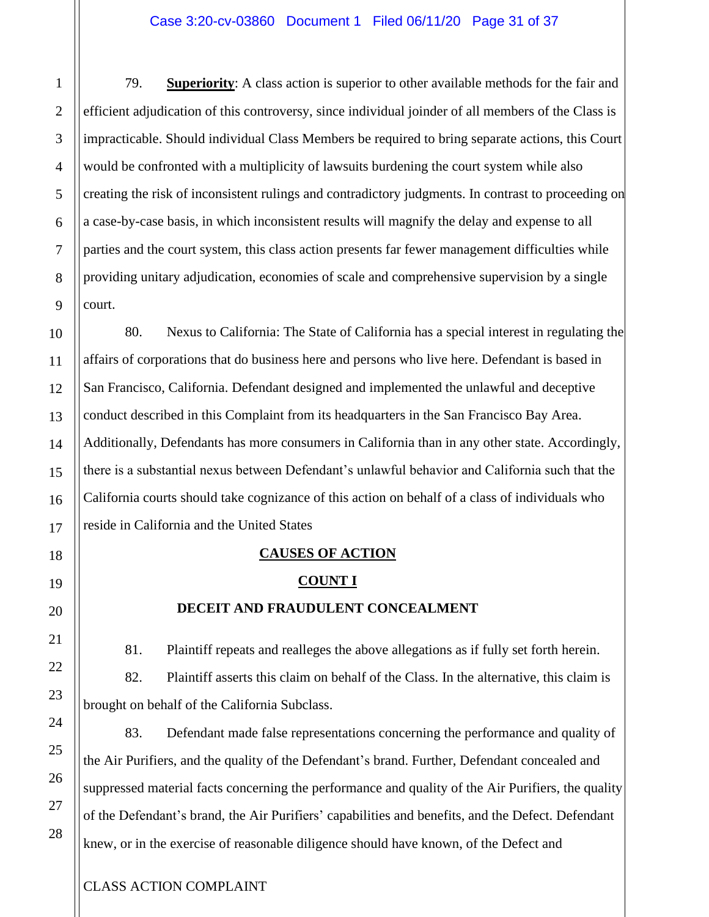79. **Superiority**: A class action is superior to other available methods for the fair and efficient adjudication of this controversy, since individual joinder of all members of the Class is impracticable. Should individual Class Members be required to bring separate actions, this Court would be confronted with a multiplicity of lawsuits burdening the court system while also creating the risk of inconsistent rulings and contradictory judgments. In contrast to proceeding on a case-by-case basis, in which inconsistent results will magnify the delay and expense to all parties and the court system, this class action presents far fewer management difficulties while providing unitary adjudication, economies of scale and comprehensive supervision by a single court.

80. Nexus to California: The State of California has a special interest in regulating the affairs of corporations that do business here and persons who live here. Defendant is based in San Francisco, California. Defendant designed and implemented the unlawful and deceptive conduct described in this Complaint from its headquarters in the San Francisco Bay Area. Additionally, Defendants has more consumers in California than in any other state. Accordingly, there is a substantial nexus between Defendant's unlawful behavior and California such that the California courts should take cognizance of this action on behalf of a class of individuals who reside in California and the United States

## CAUSES OF ACTION

### COUNT I

### DECEIT AND FRAUDULENT CONCEALMENT

81. Plaintiff repeats and realleges the above allegations as if fully set forth herein.

82. Plaintiff asserts this claim on behalf of the Class. In the alternative, this claim is brought on behalf of the California Subclass.

83. Defendant made false representations concerning the performance and quality of the Air Purifiers, and the quality of the Defendant's brand. Further, Defendant concealed and suppressed material facts concerning the performance and quality of the Air Purifiers, the quality of the Defendant's brand, the Air Purifiers' capabilities and benefits, and the Defect. Defendant knew, or in the exercise of reasonable diligence should have known, of the Defect and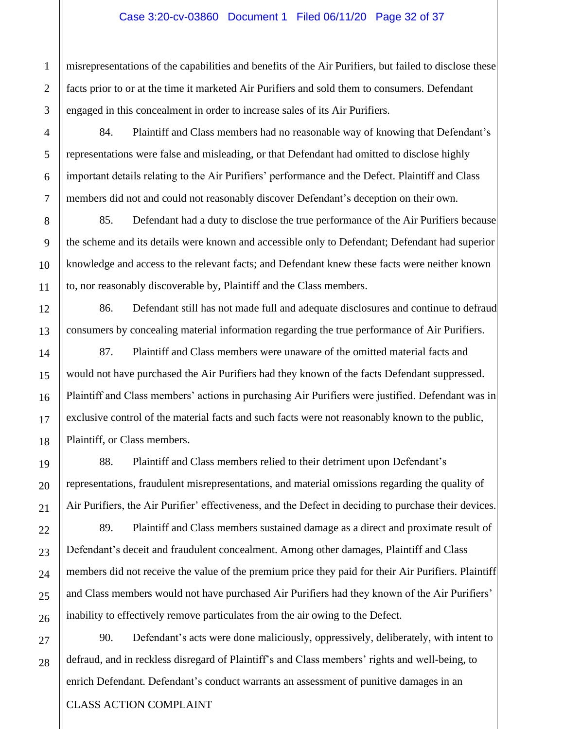misrepresentations of the capabilities and benefits of the Air Purifiers, but failed to disclose these facts prior to or at the time it marketed Air Purifiers and sold them to consumers. Defendant engaged in this concealment in order to increase sales of its Air Purifiers.

84. Plaintiff and Class members had no reasonable way of knowing that Defendant's representations were false and misleading, or that Defendant had omitted to disclose highly important details relating to the Air Purifiers' performance and the Defect. Plaintiff and Class members did not and could not reasonably discover Defendant's deception on their own.

85. Defendant had a duty to disclose the true performance of the Air Purifiers because the scheme and its details were known and accessible only to Defendant; Defendant had superior knowledge and access to the relevant facts; and Defendant knew these facts were neither known to, nor reasonably discoverable by, Plaintiff and the Class members.

86. Defendant still has not made full and adequate disclosures and continue to defraud consumers by concealing material information regarding the true performance of Air Purifiers.

87. Plaintiff and Class members were unaware of the omitted material facts and would not have purchased the Air Purifiers had they known of the facts Defendant suppressed. Plaintiff and Class members' actions in purchasing Air Purifiers were justified. Defendant was in exclusive control of the material facts and such facts were not reasonably known to the public, Plaintiff, or Class members.

88. Plaintiff and Class members relied to their detriment upon Defendant's representations, fraudulent misrepresentations, and material omissions regarding the quality of Air Purifiers, the Air Purifier' effectiveness, and the Defect in deciding to purchase their devices.

89. Plaintiff and Class members sustained damage as a direct and proximate result of Defendant's deceit and fraudulent concealment. Among other damages, Plaintiff and Class members did not receive the value of the premium price they paid for their Air Purifiers. Plaintiff and Class members would not have purchased Air Purifiers had they known of the Air Purifiers' inability to effectively remove particulates from the air owing to the Defect.

90. Defendant's acts were done maliciously, oppressively, deliberately, with intent to defraud, and in reckless disregard of Plaintiff's and Class members' rights and well-being, to enrich Defendant. Defendant's conduct warrants an assessment of punitive damages in an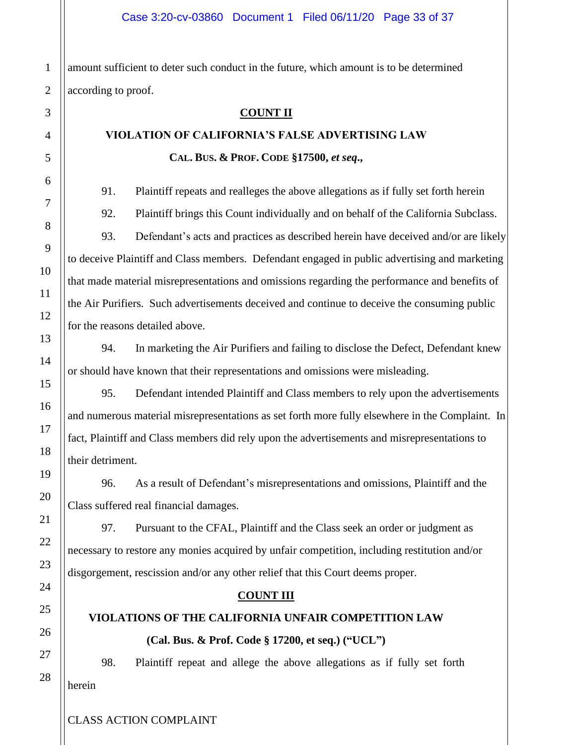amount sufficient to deter such conduct in the future, which amount is to be determined according to proof.

**COUNT II**

**VIOLATION OF CALIFORNIA'S FALSE ADVERTISING LAW**

**CAL. BUS. & PROF. CODE §17500, *et seq*.,**

91. Plaintiff repeats and realleges the above allegations as if fully set forth herein

92. Plaintiff brings this Count individually and on behalf of the California Subclass.

93. Defendant's acts and practices as described herein have deceived and/or are likely to deceive Plaintiff and Class members. Defendant engaged in public advertising and marketing that made material misrepresentations and omissions regarding the performance and benefits of the Air Purifiers. Such advertisements deceived and continue to deceive the consuming public for the reasons detailed above.

94. In marketing the Air Purifiers and failing to disclose the Defect, Defendant knew or should have known that their representations and omissions were misleading.

95. Defendant intended Plaintiff and Class members to rely upon the advertisements and numerous material misrepresentations as set forth more fully elsewhere in the Complaint. In fact, Plaintiff and Class members did rely upon the advertisements and misrepresentations to their detriment.

96. As a result of Defendant's misrepresentations and omissions, Plaintiff and the Class suffered real financial damages.

97. Pursuant to the CFAL, Plaintiff and the Class seek an order or judgment as necessary to restore any monies acquired by unfair competition, including restitution and/or disgorgement, rescission and/or any other relief that this Court deems proper.

**COUNT III**

**VIOLATIONS OF THE CALIFORNIA UNFAIR COMPETITION LAW**

**(Cal. Bus. & Prof. Code § 17200, et seq.) ("UCL")**

98. Plaintiff repeat and allege the above allegations as if fully set forth herein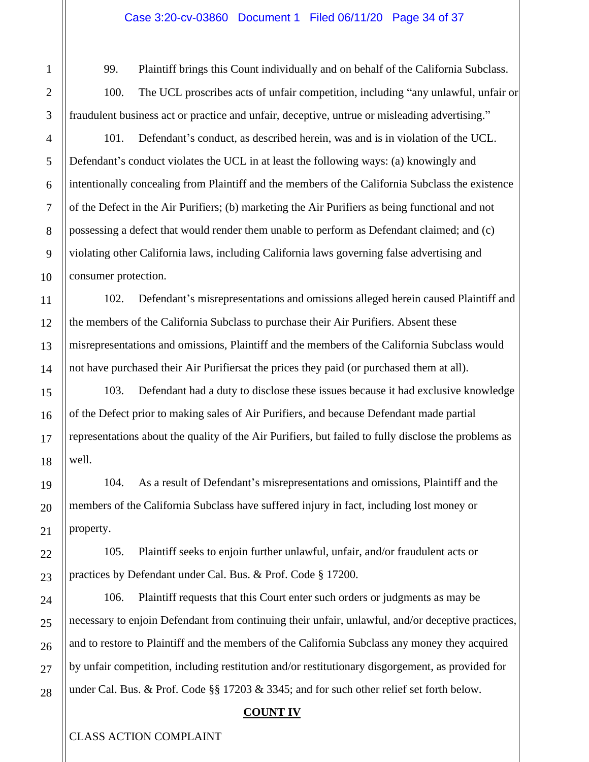99. Plaintiff brings this Count individually and on behalf of the California Subclass.

100. The UCL proscribes acts of unfair competition, including "any unlawful, unfair or fraudulent business act or practice and unfair, deceptive, untrue or misleading advertising."

101. Defendant's conduct, as described herein, was and is in violation of the UCL. Defendant's conduct violates the UCL in at least the following ways: (a) knowingly and intentionally concealing from Plaintiff and the members of the California Subclass the existence of the Defect in the Air Purifiers; (b) marketing the Air Purifiers as being functional and not possessing a defect that would render them unable to perform as Defendant claimed; and (c) violating other California laws, including California laws governing false advertising and consumer protection.

102. Defendant's misrepresentations and omissions alleged herein caused Plaintiff and the members of the California Subclass to purchase their Air Purifiers. Absent these misrepresentations and omissions, Plaintiff and the members of the California Subclass would not have purchased their Air Purifiersat the prices they paid (or purchased them at all).

103. Defendant had a duty to disclose these issues because it had exclusive knowledge of the Defect prior to making sales of Air Purifiers, and because Defendant made partial representations about the quality of the Air Purifiers, but failed to fully disclose the problems as well.

104. As a result of Defendant's misrepresentations and omissions, Plaintiff and the members of the California Subclass have suffered injury in fact, including lost money or property.

105. Plaintiff seeks to enjoin further unlawful, unfair, and/or fraudulent acts or practices by Defendant under Cal. Bus. & Prof. Code § 17200.

106. Plaintiff requests that this Court enter such orders or judgments as may be necessary to enjoin Defendant from continuing their unfair, unlawful, and/or deceptive practices, and to restore to Plaintiff and the members of the California Subclass any money they acquired by unfair competition, including restitution and/or restitutionary disgorgement, as provided for under Cal. Bus. & Prof. Code §§ 17203 & 3345; and for such other relief set forth below.

**COUNT IV**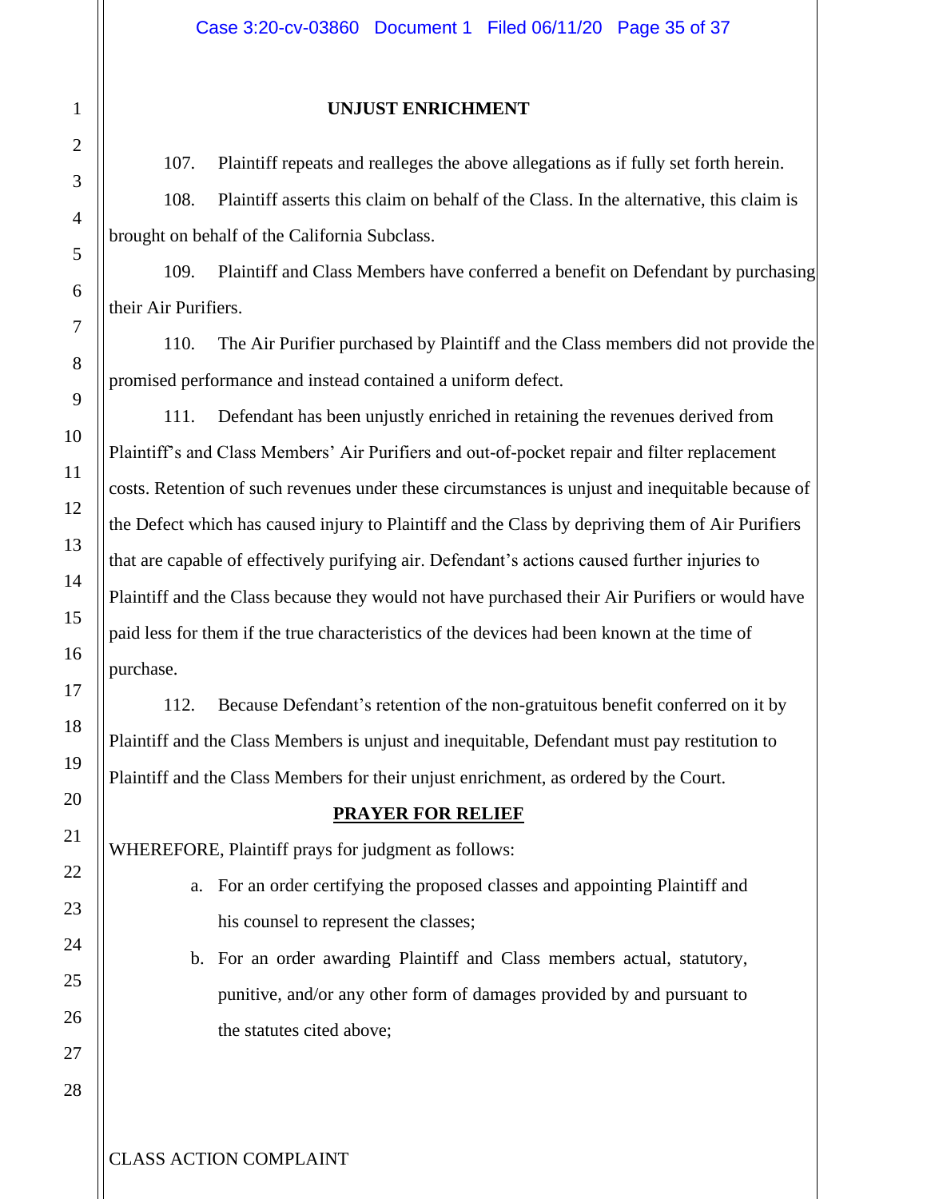**UNJUST ENRICHMENT**

107. Plaintiff repeats and realleges the above allegations as if fully set forth herein.

108. Plaintiff asserts this claim on behalf of the Class. In the alternative, this claim is brought on behalf of the California Subclass.

109. Plaintiff and Class Members have conferred a benefit on Defendant by purchasing their Air Purifiers.

110. The Air Purifier purchased by Plaintiff and the Class members did not provide the promised performance and instead contained a uniform defect.

111. Defendant has been unjustly enriched in retaining the revenues derived from Plaintiff's and Class Members' Air Purifiers and out-of-pocket repair and filter replacement costs. Retention of such revenues under these circumstances is unjust and inequitable because of the Defect which has caused injury to Plaintiff and the Class by depriving them of Air Purifiers that are capable of effectively purifying air. Defendant's actions caused further injuries to Plaintiff and the Class because they would not have purchased their Air Purifiers or would have paid less for them if the true characteristics of the devices had been known at the time of purchase.

112. Because Defendant's retention of the non-gratuitous benefit conferred on it by Plaintiff and the Class Members is unjust and inequitable, Defendant must pay restitution to Plaintiff and the Class Members for their unjust enrichment, as ordered by the Court.

**PRAYER FOR RELIEF**

WHEREFORE, Plaintiff prays for judgment as follows:

a. For an order certifying the proposed classes and appointing Plaintiff and his counsel to represent the classes;

b. For an order awarding Plaintiff and Class members actual, statutory, punitive, and/or any other form of damages provided by and pursuant to the statutes cited above;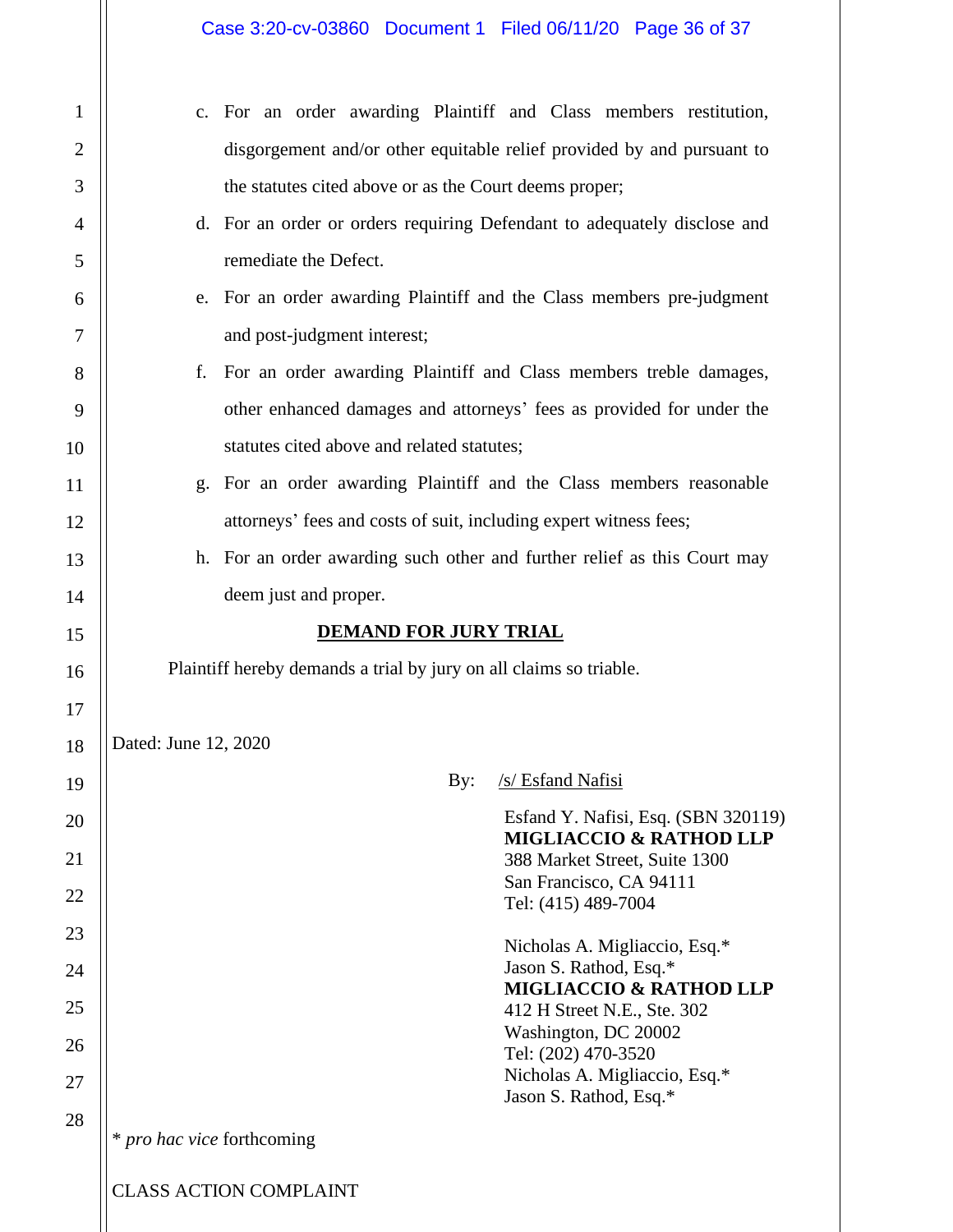c. For an order awarding Plaintiff and Class members restitution, disgorgement and/or other equitable relief provided by and pursuant to the statutes cited above or as the Court deems proper;

d. For an order or orders requiring Defendant to adequately disclose and remediate the Defect.

e. For an order awarding Plaintiff and the Class members pre-judgment and post-judgment interest;

f. For an order awarding Plaintiff and Class members treble damages, other enhanced damages and attorneys' fees as provided for under the statutes cited above and related statutes;

g. For an order awarding Plaintiff and the Class members reasonable attorneys' fees and costs of suit, including expert witness fees;

h. For an order awarding such other and further relief as this Court may deem just and proper.

**DEMAND FOR JURY TRIAL**

Plaintiff hereby demands a trial by jury on all claims so triable.

Dated: June 12, 2020

By: /s/ Esfand Nafisi

Esfand Y. Nafisi, Esq. (SBN 320119)
**MIGLIACCIO & RATHOD LLP**
388 Market Street, Suite 1300
San Francisco, CA 94111
Tel: (415) 489-7004

Nicholas A. Migliaccio, Esq.*
Jason S. Rathod, Esq.*
**MIGLIACCIO & RATHOD LLP**
412 H Street N.E., Ste. 302
Washington, DC 20002
Tel: (202) 470-3520
Nicholas A. Migliaccio, Esq.*
Jason S. Rathod, Esq.*

* *pro hac vice* forthcoming

CLASS ACTION COMPLAINT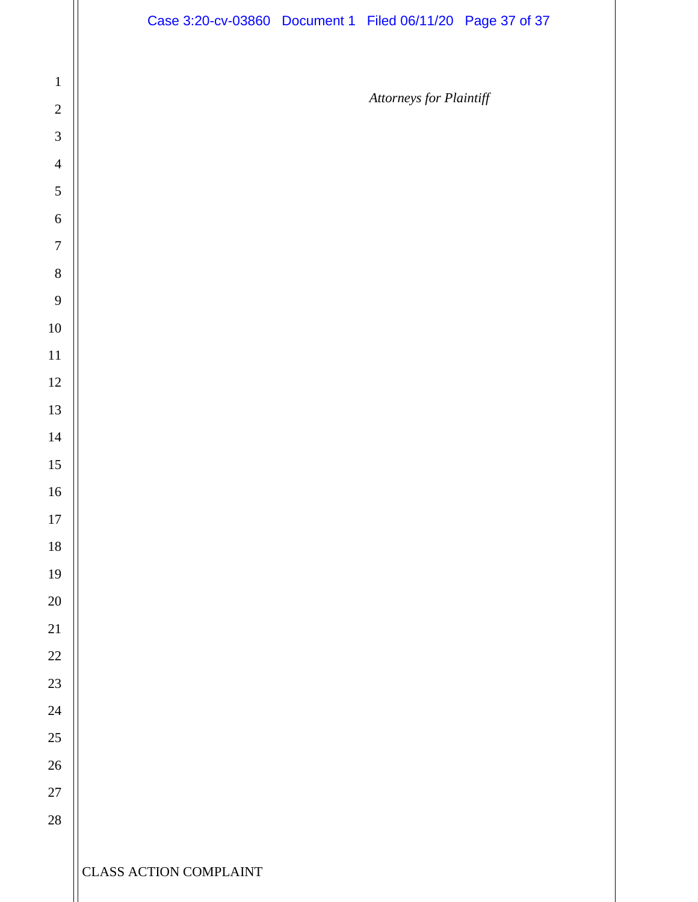*Attorneys for Plaintiff*